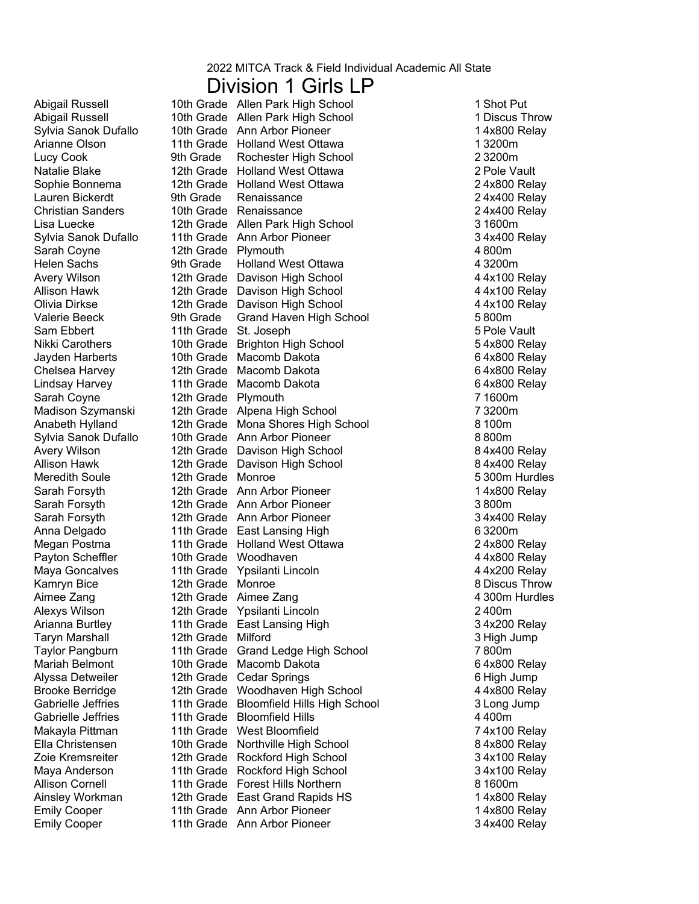2022 MITCA Track & Field Individual Academic All State

# Division 1 Girls LP

| | | | | |
|---|---|---|---|---|
| Abigail Russell | 10th Grade | Allen Park High School | 1 | Shot Put |
| Abigail Russell | 10th Grade | Allen Park High School | 1 | Discus Throw |
| Sylvia Sanok Dufallo | 10th Grade | Ann Arbor Pioneer | 1 | 4x800 Relay |
| Arianne Olson | 11th Grade | Holland West Ottawa | 1 | 3200m |
| Lucy Cook | 9th Grade | Rochester High School | 2 | 3200m |
| Natalie Blake | 12th Grade | Holland West Ottawa | 2 | Pole Vault |
| Sophie Bonnema | 12th Grade | Holland West Ottawa | 2 | 4x800 Relay |
| Lauren Bickerdt | 9th Grade | Renaissance | 2 | 4x400 Relay |
| Christian Sanders | 10th Grade | Renaissance | 2 | 4x400 Relay |
| Lisa Luecke | 12th Grade | Allen Park High School | 3 | 1600m |
| Sylvia Sanok Dufallo | 11th Grade | Ann Arbor Pioneer | 3 | 4x400 Relay |
| Sarah Coyne | 12th Grade | Plymouth | 4 | 800m |
| Helen Sachs | 9th Grade | Holland West Ottawa | 4 | 3200m |
| Avery Wilson | 12th Grade | Davison High School | 4 | 4x100 Relay |
| Allison Hawk | 12th Grade | Davison High School | 4 | 4x100 Relay |
| Olivia Dirkse | 12th Grade | Davison High School | 4 | 4x100 Relay |
| Valerie Beeck | 9th Grade | Grand Haven High School | 5 | 800m |
| Sam Ebbert | 11th Grade | St. Joseph | 5 | Pole Vault |
| Nikki Carothers | 10th Grade | Brighton High School | 5 | 4x800 Relay |
| Jayden Harberts | 10th Grade | Macomb Dakota | 6 | 4x800 Relay |
| Chelsea Harvey | 12th Grade | Macomb Dakota | 6 | 4x800 Relay |
| Lindsay Harvey | 11th Grade | Macomb Dakota | 6 | 4x800 Relay |
| Sarah Coyne | 12th Grade | Plymouth | 7 | 1600m |
| Madison Szymanski | 12th Grade | Alpena High School | 7 | 3200m |
| Anabeth Hylland | 12th Grade | Mona Shores High School | 8 | 100m |
| Sylvia Sanok Dufallo | 10th Grade | Ann Arbor Pioneer | 8 | 800m |
| Avery Wilson | 12th Grade | Davison High School | 8 | 4x400 Relay |
| Allison Hawk | 12th Grade | Davison High School | 8 | 4x400 Relay |
| Meredith Soule | 12th Grade | Monroe | 5 | 300m Hurdles |
| Sarah Forsyth | 12th Grade | Ann Arbor Pioneer | 1 | 4x800 Relay |
| Sarah Forsyth | 12th Grade | Ann Arbor Pioneer | 3 | 800m |
| Sarah Forsyth | 12th Grade | Ann Arbor Pioneer | 3 | 4x400 Relay |
| Anna Delgado | 11th Grade | East Lansing High | 6 | 3200m |
| Megan Postma | 11th Grade | Holland West Ottawa | 2 | 4x800 Relay |
| Payton Scheffler | 10th Grade | Woodhaven | 4 | 4x800 Relay |
| Maya Goncalves | 11th Grade | Ypsilanti Lincoln | 4 | 4x200 Relay |
| Kamryn Bice | 12th Grade | Monroe | 8 | Discus Throw |
| Aimee Zang | 12th Grade | Aimee Zang | 4 | 300m Hurdles |
| Alexys Wilson | 12th Grade | Ypsilanti Lincoln | 2 | 400m |
| Arianna Burtley | 11th Grade | East Lansing High | 3 | 4x200 Relay |
| Taryn Marshall | 12th Grade | Milford | 3 | High Jump |
| Taylor Pangburn | 11th Grade | Grand Ledge High School | 7 | 800m |
| Mariah Belmont | 10th Grade | Macomb Dakota | 6 | 4x800 Relay |
| Alyssa Detweiler | 12th Grade | Cedar Springs | 6 | High Jump |
| Brooke Berridge | 12th Grade | Woodhaven High School | 4 | 4x800 Relay |
| Gabrielle Jeffries | 11th Grade | Bloomfield Hills High School | 3 | Long Jump |
| Gabrielle Jeffries | 11th Grade | Bloomfield Hills | 4 | 400m |
| Makayla Pittman | 11th Grade | West Bloomfield | 7 | 4x100 Relay |
| Ella Christensen | 10th Grade | Northville High School | 8 | 4x800 Relay |
| Zoie Kremsreiter | 12th Grade | Rockford High School | 3 | 4x100 Relay |
| Maya Anderson | 11th Grade | Rockford High School | 3 | 4x100 Relay |
| Allison Cornell | 11th Grade | Forest Hills Northern | 8 | 1600m |
| Ainsley Workman | 12th Grade | East Grand Rapids HS | 1 | 4x800 Relay |
| Emily Cooper | 11th Grade | Ann Arbor Pioneer | 1 | 4x800 Relay |
| Emily Cooper | 11th Grade | Ann Arbor Pioneer | 3 | 4x400 Relay |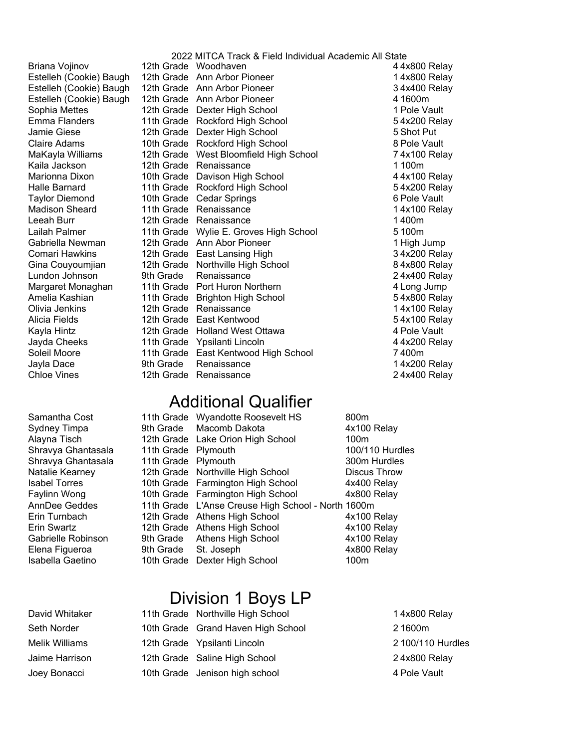2022 MITCA Track & Field Individual Academic All State

| Name | Grade | School | Place | Event |
|---|---|---|---|---|
| Briana Vojinov | 12th Grade | Woodhaven | 4 | 4x800 Relay |
| Estelleh (Cookie) Baugh | 12th Grade | Ann Arbor Pioneer | 1 | 4x800 Relay |
| Estelleh (Cookie) Baugh | 12th Grade | Ann Arbor Pioneer | 3 | 4x400 Relay |
| Estelleh (Cookie) Baugh | 12th Grade | Ann Arbor Pioneer | 4 | 1600m |
| Sophia Mettes | 12th Grade | Dexter High School | 1 | Pole Vault |
| Emma Flanders | 11th Grade | Rockford High School | 5 | 4x200 Relay |
| Jamie Giese | 12th Grade | Dexter High School | 5 | Shot Put |
| Claire Adams | 10th Grade | Rockford High School | 8 | Pole Vault |
| MaKayla Williams | 12th Grade | West Bloomfield High School | 7 | 4x100 Relay |
| Kaila Jackson | 12th Grade | Renaissance | 1 | 100m |
| Marionna Dixon | 10th Grade | Davison High School | 4 | 4x100 Relay |
| Halle Barnard | 11th Grade | Rockford High School | 5 | 4x200 Relay |
| Taylor Diemond | 10th Grade | Cedar Springs | 6 | Pole Vault |
| Madison Sheard | 11th Grade | Renaissance | 1 | 4x100 Relay |
| Leeah Burr | 12th Grade | Renaissance | 1 | 400m |
| Lailah Palmer | 11th Grade | Wylie E. Groves High School | 5 | 100m |
| Gabriella Newman | 12th Grade | Ann Abor Pioneer | 1 | High Jump |
| Comari Hawkins | 12th Grade | East Lansing High | 3 | 4x200 Relay |
| Gina Couyoumjian | 12th Grade | Northville High School | 8 | 4x800 Relay |
| Lundon Johnson | 9th Grade | Renaissance | 2 | 4x400 Relay |
| Margaret Monaghan | 11th Grade | Port Huron Northern | 4 | Long Jump |
| Amelia Kashian | 11th Grade | Brighton High School | 5 | 4x800 Relay |
| Olivia Jenkins | 12th Grade | Renaissance | 1 | 4x100 Relay |
| Alicia Fields | 12th Grade | East Kentwood | 5 | 4x100 Relay |
| Kayla Hintz | 12th Grade | Holland West Ottawa | 4 | Pole Vault |
| Jayda Cheeks | 11th Grade | Ypsilanti Lincoln | 4 | 4x200 Relay |
| Soleil Moore | 11th Grade | East Kentwood High School | 7 | 400m |
| Jayla Dace | 9th Grade | Renaissance | 1 | 4x200 Relay |
| Chloe Vines | 12th Grade | Renaissance | 2 | 4x400 Relay |

## Additional Qualifier

| Name | Grade | School | Event |
|---|---|---|---|
| Samantha Cost | 11th Grade | Wyandotte Roosevelt HS | 800m |
| Sydney Timpa | 9th Grade | Macomb Dakota | 4x100 Relay |
| Alayna Tisch | 12th Grade | Lake Orion High School | 100m |
| Shravya Ghantasala | 11th Grade | Plymouth | 100/110 Hurdles |
| Shravya Ghantasala | 11th Grade | Plymouth | 300m Hurdles |
| Natalie Kearney | 12th Grade | Northville High School | Discus Throw |
| Isabel Torres | 10th Grade | Farmington High School | 4x400 Relay |
| Faylinn Wong | 10th Grade | Farmington High School | 4x800 Relay |
| AnnDee Geddes | 11th Grade | L'Anse Creuse High School - North | 1600m |
| Erin Turnbach | 12th Grade | Athens High School | 4x100 Relay |
| Erin Swartz | 12th Grade | Athens High School | 4x100 Relay |
| Gabrielle Robinson | 9th Grade | Athens High School | 4x100 Relay |
| Elena Figueroa | 9th Grade | St. Joseph | 4x800 Relay |
| Isabella Gaetino | 10th Grade | Dexter High School | 100m |

## Division 1 Boys LP

| Name | Grade | School | Place | Event |
|---|---|---|---|---|
| David Whitaker | 11th Grade | Northville High School | 1 | 4x800 Relay |
| Seth Norder | 10th Grade | Grand Haven High School | 2 | 1600m |
| Melik Williams | 12th Grade | Ypsilanti Lincoln | 2 | 100/110 Hurdles |
| Jaime Harrison | 12th Grade | Saline High School | 2 | 4x800 Relay |
| Joey Bonacci | 10th Grade | Jenison high school | 4 | Pole Vault |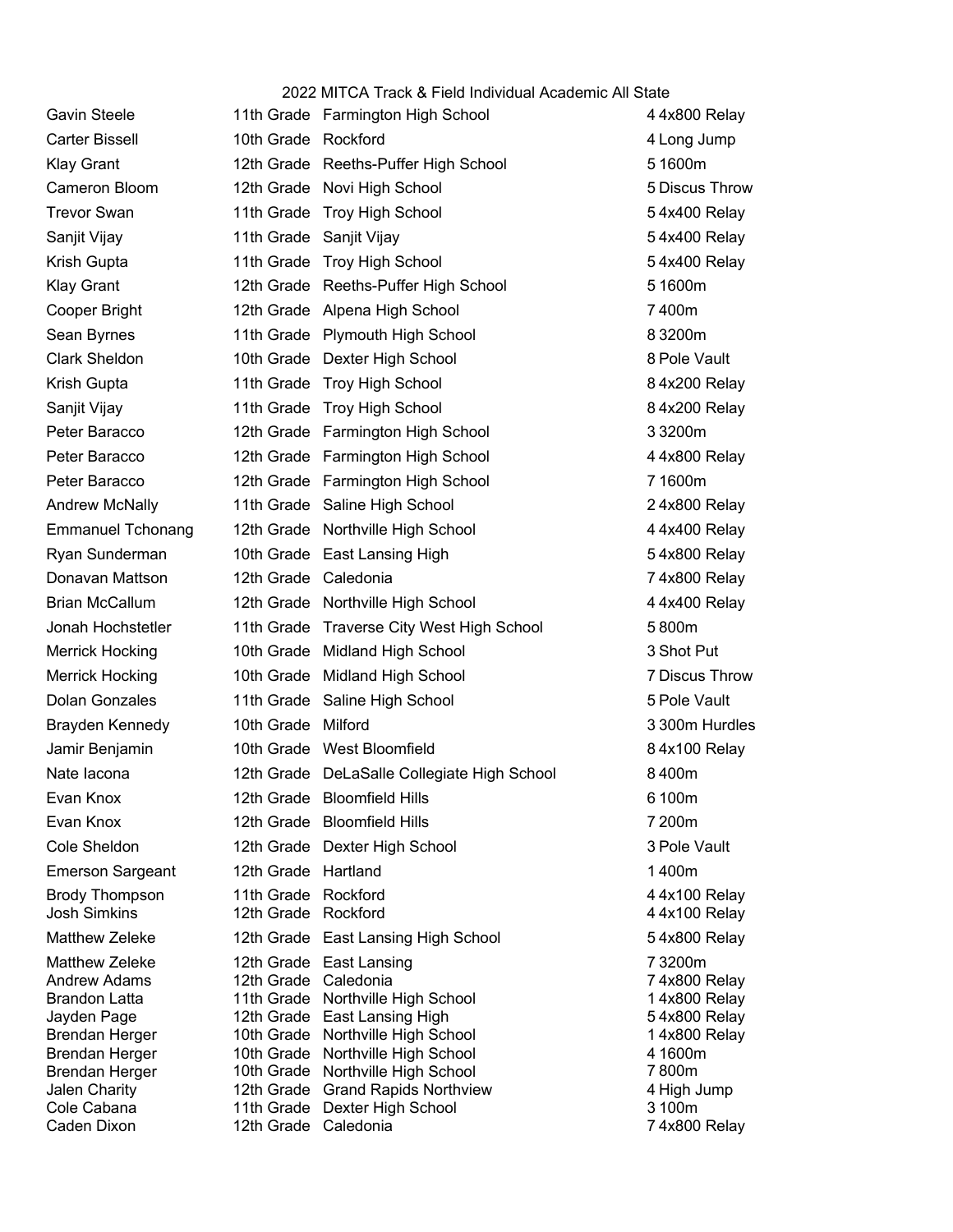2022 MITCA Track & Field Individual Academic All State

| Name | Grade | School | Place | Event |
|---|---|---|---|---|
| Gavin Steele | 11th Grade | Farmington High School | 4 | 4x800 Relay |
| Carter Bissell | 10th Grade | Rockford | 4 | Long Jump |
| Klay Grant | 12th Grade | Reeths-Puffer High School | 5 | 1600m |
| Cameron Bloom | 12th Grade | Novi High School | 5 | Discus Throw |
| Trevor Swan | 11th Grade | Troy High School | 5 | 4x400 Relay |
| Sanjit Vijay | 11th Grade | Sanjit Vijay | 5 | 4x400 Relay |
| Krish Gupta | 11th Grade | Troy High School | 5 | 4x400 Relay |
| Klay Grant | 12th Grade | Reeths-Puffer High School | 5 | 1600m |
| Cooper Bright | 12th Grade | Alpena High School | 7 | 400m |
| Sean Byrnes | 11th Grade | Plymouth High School | 8 | 3200m |
| Clark Sheldon | 10th Grade | Dexter High School | 8 | Pole Vault |
| Krish Gupta | 11th Grade | Troy High School | 8 | 4x200 Relay |
| Sanjit Vijay | 11th Grade | Troy High School | 8 | 4x200 Relay |
| Peter Baracco | 12th Grade | Farmington High School | 3 | 3200m |
| Peter Baracco | 12th Grade | Farmington High School | 4 | 4x800 Relay |
| Peter Baracco | 12th Grade | Farmington High School | 7 | 1600m |
| Andrew McNally | 11th Grade | Saline High School | 2 | 4x800 Relay |
| Emmanuel Tchonang | 12th Grade | Northville High School | 4 | 4x400 Relay |
| Ryan Sunderman | 10th Grade | East Lansing High | 5 | 4x800 Relay |
| Donavan Mattson | 12th Grade | Caledonia | 7 | 4x800 Relay |
| Brian McCallum | 12th Grade | Northville High School | 4 | 4x400 Relay |
| Jonah Hochstetler | 11th Grade | Traverse City West High School | 5 | 800m |
| Merrick Hocking | 10th Grade | Midland High School | 3 | Shot Put |
| Merrick Hocking | 10th Grade | Midland High School | 7 | Discus Throw |
| Dolan Gonzales | 11th Grade | Saline High School | 5 | Pole Vault |
| Brayden Kennedy | 10th Grade | Milford | 3 | 300m Hurdles |
| Jamir Benjamin | 10th Grade | West Bloomfield | 8 | 4x100 Relay |
| Nate Iacona | 12th Grade | DeLaSalle Collegiate High School | 8 | 400m |
| Evan Knox | 12th Grade | Bloomfield Hills | 6 | 100m |
| Evan Knox | 12th Grade | Bloomfield Hills | 7 | 200m |
| Cole Sheldon | 12th Grade | Dexter High School | 3 | Pole Vault |
| Emerson Sargeant | 12th Grade | Hartland | 1 | 400m |
| Brody Thompson | 11th Grade | Rockford | 4 | 4x100 Relay |
| Josh Simkins | 12th Grade | Rockford | 4 | 4x100 Relay |
| Matthew Zeleke | 12th Grade | East Lansing High School | 5 | 4x800 Relay |
| Matthew Zeleke | 12th Grade | East Lansing | 7 | 3200m |
| Andrew Adams | 12th Grade | Caledonia | 7 | 4x800 Relay |
| Brandon Latta | 11th Grade | Northville High School | 1 | 4x800 Relay |
| Jayden Page | 12th Grade | East Lansing High | 5 | 4x800 Relay |
| Brendan Herger | 10th Grade | Northville High School | 1 | 4x800 Relay |
| Brendan Herger | 10th Grade | Northville High School | 4 | 1600m |
| Brendan Herger | 10th Grade | Northville High School | 7 | 800m |
| Jalen Charity | 12th Grade | Grand Rapids Northview | 4 | High Jump |
| Cole Cabana | 11th Grade | Dexter High School | 3 | 100m |
| Caden Dixon | 12th Grade | Caledonia | 7 | 4x800 Relay |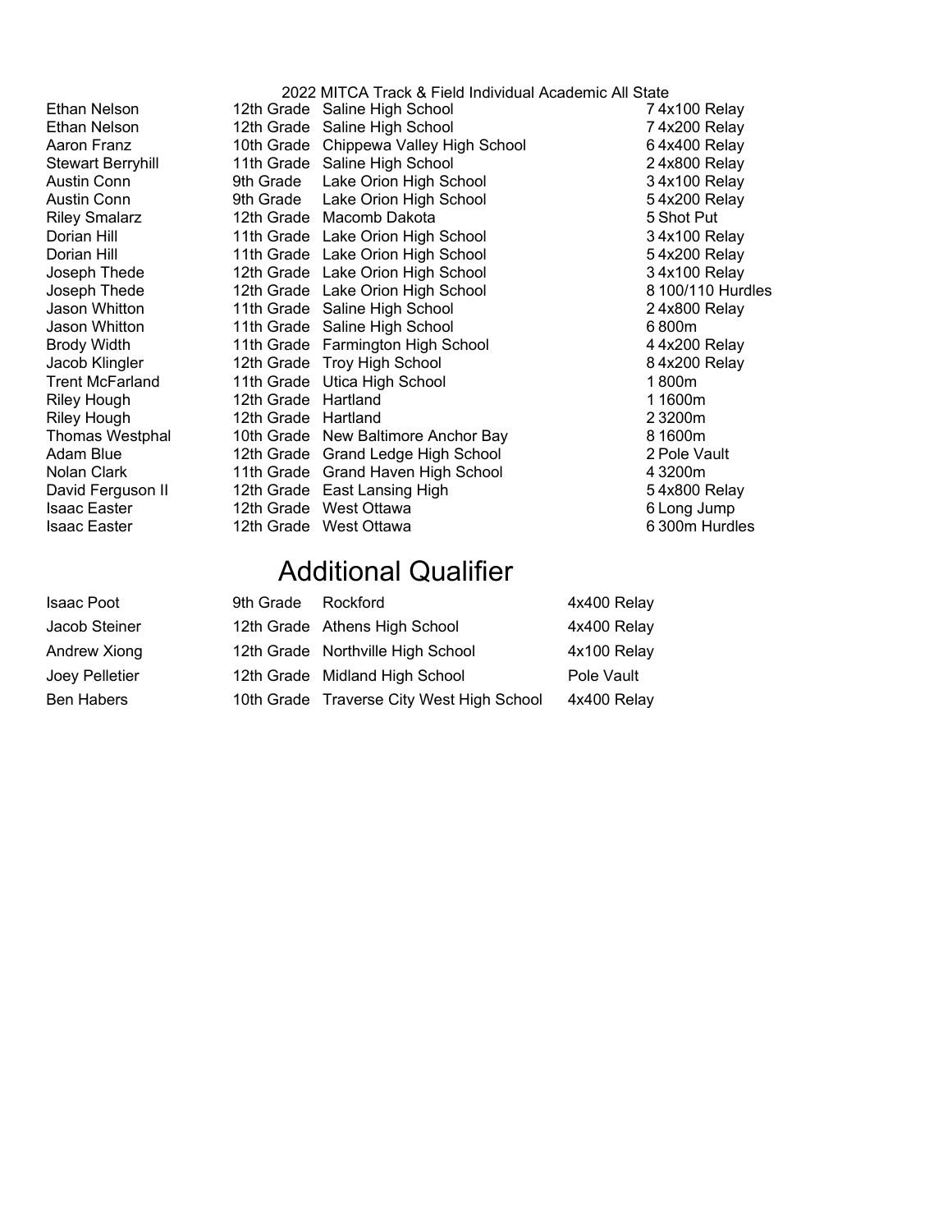2022 MITCA Track & Field Individual Academic All State

| | | | | |
|---|---|---|---|---|
| Ethan Nelson | 12th Grade | Saline High School | 7 | 4x100 Relay |
| Ethan Nelson | 12th Grade | Saline High School | 7 | 4x200 Relay |
| Aaron Franz | 10th Grade | Chippewa Valley High School | 6 | 4x400 Relay |
| Stewart Berryhill | 11th Grade | Saline High School | 2 | 4x800 Relay |
| Austin Conn | 9th Grade | Lake Orion High School | 3 | 4x100 Relay |
| Austin Conn | 9th Grade | Lake Orion High School | 5 | 4x200 Relay |
| Riley Smalarz | 12th Grade | Macomb Dakota | 5 | Shot Put |
| Dorian Hill | 11th Grade | Lake Orion High School | 3 | 4x100 Relay |
| Dorian Hill | 11th Grade | Lake Orion High School | 5 | 4x200 Relay |
| Joseph Thede | 12th Grade | Lake Orion High School | 3 | 4x100 Relay |
| Joseph Thede | 12th Grade | Lake Orion High School | 8 | 100/110 Hurdles |
| Jason Whitton | 11th Grade | Saline High School | 2 | 4x800 Relay |
| Jason Whitton | 11th Grade | Saline High School | 6 | 800m |
| Brody Width | 11th Grade | Farmington High School | 4 | 4x200 Relay |
| Jacob Klingler | 12th Grade | Troy High School | 8 | 4x200 Relay |
| Trent McFarland | 11th Grade | Utica High School | 1 | 800m |
| Riley Hough | 12th Grade | Hartland | 1 | 1600m |
| Riley Hough | 12th Grade | Hartland | 2 | 3200m |
| Thomas Westphal | 10th Grade | New Baltimore Anchor Bay | 8 | 1600m |
| Adam Blue | 12th Grade | Grand Ledge High School | 2 | Pole Vault |
| Nolan Clark | 11th Grade | Grand Haven High School | 4 | 3200m |
| David Ferguson II | 12th Grade | East Lansing High | 5 | 4x800 Relay |
| Isaac Easter | 12th Grade | West Ottawa | 6 | Long Jump |
| Isaac Easter | 12th Grade | West Ottawa | 6 | 300m Hurdles |

# Additional Qualifier

| | | | |
|---|---|---|---|
| Isaac Poot | 9th Grade | Rockford | 4x400 Relay |
| Jacob Steiner | 12th Grade | Athens High School | 4x400 Relay |
| Andrew Xiong | 12th Grade | Northville High School | 4x100 Relay |
| Joey Pelletier | 12th Grade | Midland High School | Pole Vault |
| Ben Habers | 10th Grade | Traverse City West High School | 4x400 Relay |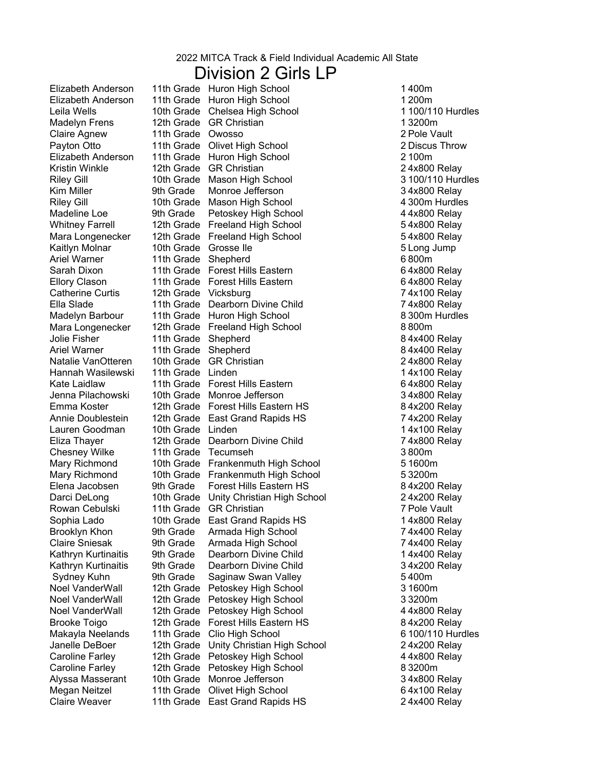2022 MITCA Track & Field Individual Academic All State

# Division 2 Girls LP

| Name | Grade | School | Place | Event |
|---|---|---|---|---|
| Elizabeth Anderson | 11th Grade | Huron High School | 1 | 400m |
| Elizabeth Anderson | 11th Grade | Huron High School | 1 | 200m |
| Leila Wells | 10th Grade | Chelsea High School | 1 | 100/110 Hurdles |
| Madelyn Frens | 12th Grade | GR Christian | 1 | 3200m |
| Claire Agnew | 11th Grade | Owosso | 2 | Pole Vault |
| Payton Otto | 11th Grade | Olivet High School | 2 | Discus Throw |
| Elizabeth Anderson | 11th Grade | Huron High School | 2 | 100m |
| Kristin Winkle | 12th Grade | GR Christian | 2 | 4x800 Relay |
| Riley Gill | 10th Grade | Mason High School | 3 | 100/110 Hurdles |
| Kim Miller | 9th Grade | Monroe Jefferson | 3 | 4x800 Relay |
| Riley Gill | 10th Grade | Mason High School | 4 | 300m Hurdles |
| Madeline Loe | 9th Grade | Petoskey High School | 4 | 4x800 Relay |
| Whitney Farrell | 12th Grade | Freeland High School | 5 | 4x800 Relay |
| Mara Longenecker | 12th Grade | Freeland High School | 5 | 4x800 Relay |
| Kaitlyn Molnar | 10th Grade | Grosse Ile | 5 | Long Jump |
| Ariel Warner | 11th Grade | Shepherd | 6 | 800m |
| Sarah Dixon | 11th Grade | Forest Hills Eastern | 6 | 4x800 Relay |
| Ellory Clason | 11th Grade | Forest Hills Eastern | 6 | 4x800 Relay |
| Catherine Curtis | 12th Grade | Vicksburg | 7 | 4x100 Relay |
| Ella Slade | 11th Grade | Dearborn Divine Child | 7 | 4x800 Relay |
| Madelyn Barbour | 11th Grade | Huron High School | 8 | 300m Hurdles |
| Mara Longenecker | 12th Grade | Freeland High School | 8 | 800m |
| Jolie Fisher | 11th Grade | Shepherd | 8 | 4x400 Relay |
| Ariel Warner | 11th Grade | Shepherd | 8 | 4x400 Relay |
| Natalie VanOtteren | 10th Grade | GR Christian | 2 | 4x800 Relay |
| Hannah Wasilewski | 11th Grade | Linden | 1 | 4x100 Relay |
| Kate Laidlaw | 11th Grade | Forest Hills Eastern | 6 | 4x800 Relay |
| Jenna Pilachowski | 10th Grade | Monroe Jefferson | 3 | 4x800 Relay |
| Emma Koster | 12th Grade | Forest Hills Eastern HS | 8 | 4x200 Relay |
| Annie Doublestein | 12th Grade | East Grand Rapids HS | 7 | 4x200 Relay |
| Lauren Goodman | 10th Grade | Linden | 1 | 4x100 Relay |
| Eliza Thayer | 12th Grade | Dearborn Divine Child | 7 | 4x800 Relay |
| Chesney Wilke | 11th Grade | Tecumseh | 3 | 800m |
| Mary Richmond | 10th Grade | Frankenmuth High School | 5 | 1600m |
| Mary Richmond | 10th Grade | Frankenmuth High School | 5 | 3200m |
| Elena Jacobsen | 9th Grade | Forest Hills Eastern HS | 8 | 4x200 Relay |
| Darci DeLong | 10th Grade | Unity Christian High School | 2 | 4x200 Relay |
| Rowan Cebulski | 11th Grade | GR Christian | 7 | Pole Vault |
| Sophia Lado | 10th Grade | East Grand Rapids HS | 1 | 4x800 Relay |
| Brooklyn Khon | 9th Grade | Armada High School | 7 | 4x400 Relay |
| Claire Sniesak | 9th Grade | Armada High School | 7 | 4x400 Relay |
| Kathryn Kurtinaitis | 9th Grade | Dearborn Divine Child | 1 | 4x400 Relay |
| Kathryn Kurtinaitis | 9th Grade | Dearborn Divine Child | 3 | 4x200 Relay |
| Sydney Kuhn | 9th Grade | Saginaw Swan Valley | 5 | 400m |
| Noel VanderWall | 12th Grade | Petoskey High School | 3 | 1600m |
| Noel VanderWall | 12th Grade | Petoskey High School | 3 | 3200m |
| Noel VanderWall | 12th Grade | Petoskey High School | 4 | 4x800 Relay |
| Brooke Toigo | 12th Grade | Forest Hills Eastern HS | 8 | 4x200 Relay |
| Makayla Neelands | 11th Grade | Clio High School | 6 | 100/110 Hurdles |
| Janelle DeBoer | 12th Grade | Unity Christian High School | 2 | 4x200 Relay |
| Caroline Farley | 12th Grade | Petoskey High School | 4 | 4x800 Relay |
| Caroline Farley | 12th Grade | Petoskey High School | 8 | 3200m |
| Alyssa Masserant | 10th Grade | Monroe Jefferson | 3 | 4x800 Relay |
| Megan Neitzel | 11th Grade | Olivet High School | 6 | 4x100 Relay |
| Claire Weaver | 11th Grade | East Grand Rapids HS | 2 | 4x400 Relay |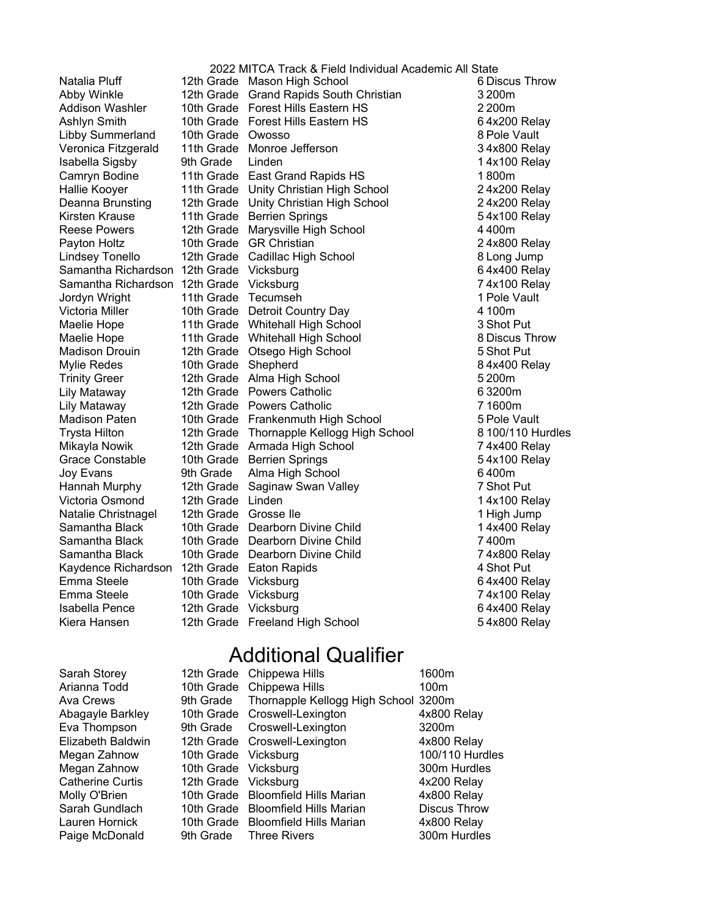2022 MITCA Track & Field Individual Academic All State

| Name | Grade | School | Place | Event |
|---|---|---|---|---|
| Natalia Pluff | 12th Grade | Mason High School | 6 | Discus Throw |
| Abby Winkle | 12th Grade | Grand Rapids South Christian | 3 | 200m |
| Addison Washler | 10th Grade | Forest Hills Eastern HS | 2 | 200m |
| Ashlyn Smith | 10th Grade | Forest Hills Eastern HS | 6 | 4x200 Relay |
| Libby Summerland | 10th Grade | Owosso | 8 | Pole Vault |
| Veronica Fitzgerald | 11th Grade | Monroe Jefferson | 3 | 4x800 Relay |
| Isabella Sigsby | 9th Grade | Linden | 1 | 4x100 Relay |
| Camryn Bodine | 11th Grade | East Grand Rapids HS | 1 | 800m |
| Hallie Kooyer | 11th Grade | Unity Christian High School | 2 | 4x200 Relay |
| Deanna Brunsting | 12th Grade | Unity Christian High School | 2 | 4x200 Relay |
| Kirsten Krause | 11th Grade | Berrien Springs | 5 | 4x100 Relay |
| Reese Powers | 12th Grade | Marysville High School | 4 | 400m |
| Payton Holtz | 10th Grade | GR Christian | 2 | 4x800 Relay |
| Lindsey Tonello | 12th Grade | Cadillac High School | 8 | Long Jump |
| Samantha Richardson | 12th Grade | Vicksburg | 6 | 4x400 Relay |
| Samantha Richardson | 12th Grade | Vicksburg | 7 | 4x100 Relay |
| Jordyn Wright | 11th Grade | Tecumseh | 1 | Pole Vault |
| Victoria Miller | 10th Grade | Detroit Country Day | 4 | 100m |
| Maelie Hope | 11th Grade | Whitehall High School | 3 | Shot Put |
| Maelie Hope | 11th Grade | Whitehall High School | 8 | Discus Throw |
| Madison Drouin | 12th Grade | Otsego High School | 5 | Shot Put |
| Mylie Redes | 10th Grade | Shepherd | 8 | 4x400 Relay |
| Trinity Greer | 12th Grade | Alma High School | 5 | 200m |
| Lily Mataway | 12th Grade | Powers Catholic | 6 | 3200m |
| Lily Mataway | 12th Grade | Powers Catholic | 7 | 1600m |
| Madison Paten | 10th Grade | Frankenmuth High School | 5 | Pole Vault |
| Trysta Hilton | 12th Grade | Thornapple Kellogg High School | 8 | 100/110 Hurdles |
| Mikayla Nowik | 12th Grade | Armada High School | 7 | 4x400 Relay |
| Grace Constable | 10th Grade | Berrien Springs | 5 | 4x100 Relay |
| Joy Evans | 9th Grade | Alma High School | 6 | 400m |
| Hannah Murphy | 12th Grade | Saginaw Swan Valley | 7 | Shot Put |
| Victoria Osmond | 12th Grade | Linden | 1 | 4x100 Relay |
| Natalie Christnagel | 12th Grade | Grosse Ile | 1 | High Jump |
| Samantha Black | 10th Grade | Dearborn Divine Child | 1 | 4x400 Relay |
| Samantha Black | 10th Grade | Dearborn Divine Child | 7 | 400m |
| Samantha Black | 10th Grade | Dearborn Divine Child | 7 | 4x800 Relay |
| Kaydence Richardson | 12th Grade | Eaton Rapids | 4 | Shot Put |
| Emma Steele | 10th Grade | Vicksburg | 6 | 4x400 Relay |
| Emma Steele | 10th Grade | Vicksburg | 7 | 4x100 Relay |
| Isabella Pence | 12th Grade | Vicksburg | 6 | 4x400 Relay |
| Kiera Hansen | 12th Grade | Freeland High School | 5 | 4x800 Relay |

# Additional Qualifier

| Name | Grade | School | Event |
|---|---|---|---|
| Sarah Storey | 12th Grade | Chippewa Hills | 1600m |
| Arianna Todd | 10th Grade | Chippewa Hills | 100m |
| Ava Crews | 9th Grade | Thornapple Kellogg High School | 3200m |
| Abagayle Barkley | 10th Grade | Croswell-Lexington | 4x800 Relay |
| Eva Thompson | 9th Grade | Croswell-Lexington | 3200m |
| Elizabeth Baldwin | 12th Grade | Croswell-Lexington | 4x800 Relay |
| Megan Zahnow | 10th Grade | Vicksburg | 100/110 Hurdles |
| Megan Zahnow | 10th Grade | Vicksburg | 300m Hurdles |
| Catherine Curtis | 12th Grade | Vicksburg | 4x200 Relay |
| Molly O'Brien | 10th Grade | Bloomfield Hills Marian | 4x800 Relay |
| Sarah Gundlach | 10th Grade | Bloomfield Hills Marian | Discus Throw |
| Lauren Hornick | 10th Grade | Bloomfield Hills Marian | 4x800 Relay |
| Paige McDonald | 9th Grade | Three Rivers | 300m Hurdles |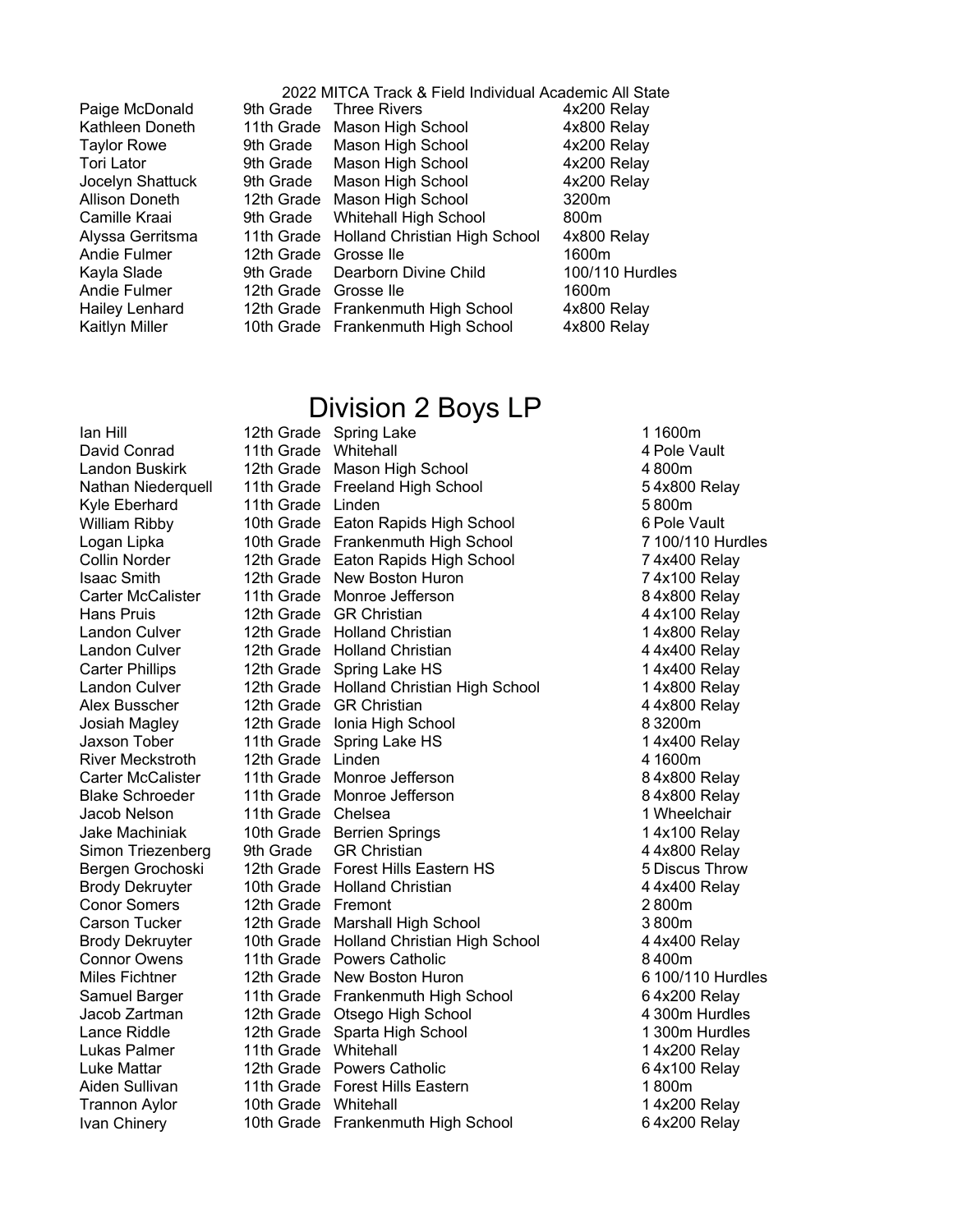2022 MITCA Track & Field Individual Academic All State

| | | | |
|---|---|---|---|
| Paige McDonald | 9th Grade | Three Rivers | 4x200 Relay |
| Kathleen Doneth | 11th Grade | Mason High School | 4x800 Relay |
| Taylor Rowe | 9th Grade | Mason High School | 4x200 Relay |
| Tori Lator | 9th Grade | Mason High School | 4x200 Relay |
| Jocelyn Shattuck | 9th Grade | Mason High School | 4x200 Relay |
| Allison Doneth | 12th Grade | Mason High School | 3200m |
| Camille Kraai | 9th Grade | Whitehall High School | 800m |
| Alyssa Gerritsma | 11th Grade | Holland Christian High School | 4x800 Relay |
| Andie Fulmer | 12th Grade | Grosse Ile | 1600m |
| Kayla Slade | 9th Grade | Dearborn Divine Child | 100/110 Hurdles |
| Andie Fulmer | 12th Grade | Grosse Ile | 1600m |
| Hailey Lenhard | 12th Grade | Frankenmuth High School | 4x800 Relay |
| Kaitlyn Miller | 10th Grade | Frankenmuth High School | 4x800 Relay |

# Division 2 Boys LP

| | | | | |
|---|---|---|---|---|
| Ian Hill | 12th Grade | Spring Lake | 1 | 1600m |
| David Conrad | 11th Grade | Whitehall | 4 | Pole Vault |
| Landon Buskirk | 12th Grade | Mason High School | 4 | 800m |
| Nathan Niederquell | 11th Grade | Freeland High School | 5 | 4x800 Relay |
| Kyle Eberhard | 11th Grade | Linden | 5 | 800m |
| William Ribby | 10th Grade | Eaton Rapids High School | 6 | Pole Vault |
| Logan Lipka | 10th Grade | Frankenmuth High School | 7 | 100/110 Hurdles |
| Collin Norder | 12th Grade | Eaton Rapids High School | 7 | 4x400 Relay |
| Isaac Smith | 12th Grade | New Boston Huron | 7 | 4x100 Relay |
| Carter McCalister | 11th Grade | Monroe Jefferson | 8 | 4x800 Relay |
| Hans Pruis | 12th Grade | GR Christian | 4 | 4x100 Relay |
| Landon Culver | 12th Grade | Holland Christian | 1 | 4x800 Relay |
| Landon Culver | 12th Grade | Holland Christian | 4 | 4x400 Relay |
| Carter Phillips | 12th Grade | Spring Lake HS | 1 | 4x400 Relay |
| Landon Culver | 12th Grade | Holland Christian High School | 1 | 4x800 Relay |
| Alex Busscher | 12th Grade | GR Christian | 4 | 4x800 Relay |
| Josiah Magley | 12th Grade | Ionia High School | 8 | 3200m |
| Jaxson Tober | 11th Grade | Spring Lake HS | 1 | 4x400 Relay |
| River Meckstroth | 12th Grade | Linden | 4 | 1600m |
| Carter McCalister | 11th Grade | Monroe Jefferson | 8 | 4x800 Relay |
| Blake Schroeder | 11th Grade | Monroe Jefferson | 8 | 4x800 Relay |
| Jacob Nelson | 11th Grade | Chelsea | 1 | Wheelchair |
| Jake Machiniak | 10th Grade | Berrien Springs | 1 | 4x100 Relay |
| Simon Triezenberg | 9th Grade | GR Christian | 4 | 4x800 Relay |
| Bergen Grochoski | 12th Grade | Forest Hills Eastern HS | 5 | Discus Throw |
| Brody Dekruyter | 10th Grade | Holland Christian | 4 | 4x400 Relay |
| Conor Somers | 12th Grade | Fremont | 2 | 800m |
| Carson Tucker | 12th Grade | Marshall High School | 3 | 800m |
| Brody Dekruyter | 10th Grade | Holland Christian High School | 4 | 4x400 Relay |
| Connor Owens | 11th Grade | Powers Catholic | 8 | 400m |
| Miles Fichtner | 12th Grade | New Boston Huron | 6 | 100/110 Hurdles |
| Samuel Barger | 11th Grade | Frankenmuth High School | 6 | 4x200 Relay |
| Jacob Zartman | 12th Grade | Otsego High School | 4 | 300m Hurdles |
| Lance Riddle | 12th Grade | Sparta High School | 1 | 300m Hurdles |
| Lukas Palmer | 11th Grade | Whitehall | 1 | 4x200 Relay |
| Luke Mattar | 12th Grade | Powers Catholic | 6 | 4x100 Relay |
| Aiden Sullivan | 11th Grade | Forest Hills Eastern | 1 | 800m |
| Trannon Aylor | 10th Grade | Whitehall | 1 | 4x200 Relay |
| Ivan Chinery | 10th Grade | Frankenmuth High School | 6 | 4x200 Relay |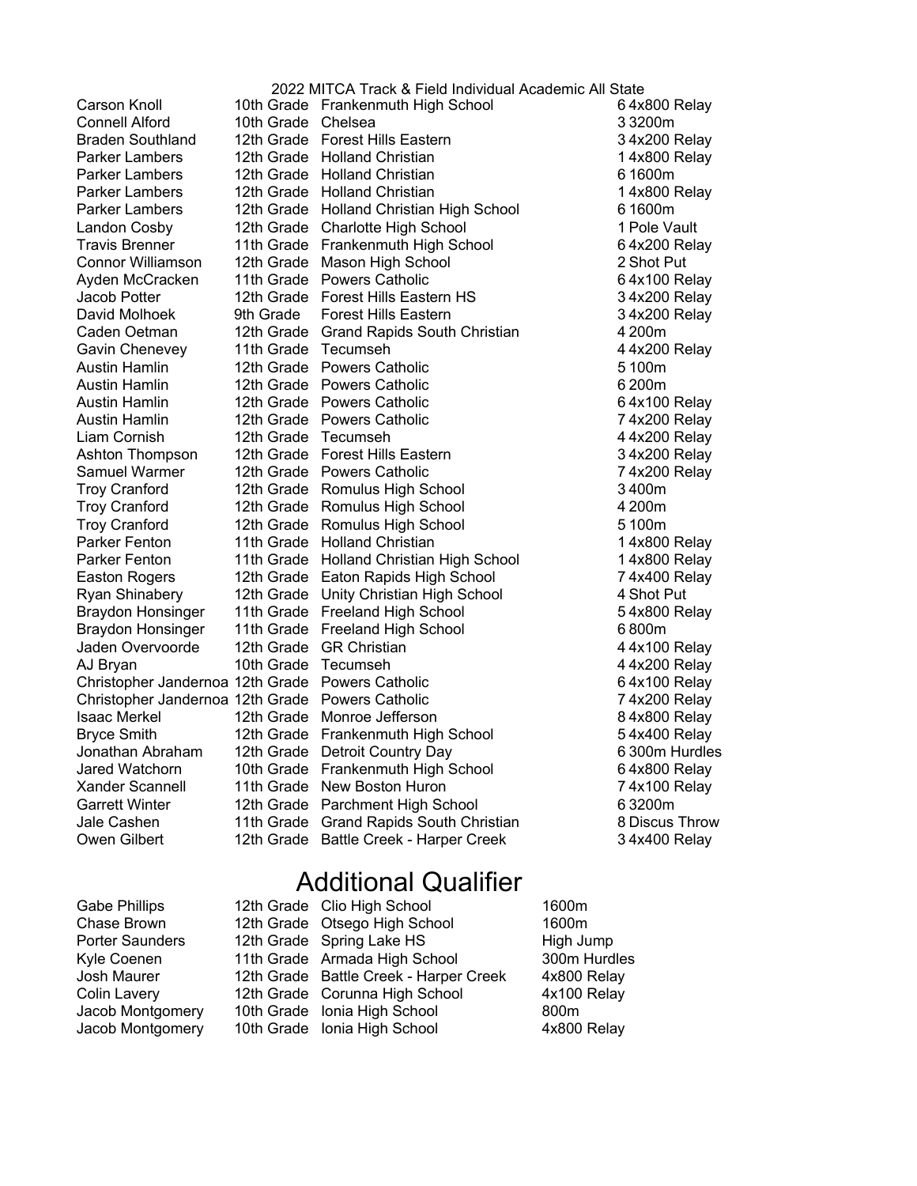2022 MITCA Track & Field Individual Academic All State

| Name | Grade | School | Place | Event |
|---|---|---|---|---|
| Carson Knoll | 10th Grade | Frankenmuth High School | 6 | 4x800 Relay |
| Connell Alford | 10th Grade | Chelsea | 3 | 3200m |
| Braden Southland | 12th Grade | Forest Hills Eastern | 3 | 4x200 Relay |
| Parker Lambers | 12th Grade | Holland Christian | 1 | 4x800 Relay |
| Parker Lambers | 12th Grade | Holland Christian | 6 | 1600m |
| Parker Lambers | 12th Grade | Holland Christian | 1 | 4x800 Relay |
| Parker Lambers | 12th Grade | Holland Christian High School | 6 | 1600m |
| Landon Cosby | 12th Grade | Charlotte High School | 1 | Pole Vault |
| Travis Brenner | 11th Grade | Frankenmuth High School | 6 | 4x200 Relay |
| Connor Williamson | 12th Grade | Mason High School | 2 | Shot Put |
| Ayden McCracken | 11th Grade | Powers Catholic | 6 | 4x100 Relay |
| Jacob Potter | 12th Grade | Forest Hills Eastern HS | 3 | 4x200 Relay |
| David Molhoek | 9th Grade | Forest Hills Eastern | 3 | 4x200 Relay |
| Caden Oetman | 12th Grade | Grand Rapids South Christian | 4 | 200m |
| Gavin Chenevey | 11th Grade | Tecumseh | 4 | 4x200 Relay |
| Austin Hamlin | 12th Grade | Powers Catholic | 5 | 100m |
| Austin Hamlin | 12th Grade | Powers Catholic | 6 | 200m |
| Austin Hamlin | 12th Grade | Powers Catholic | 6 | 4x100 Relay |
| Austin Hamlin | 12th Grade | Powers Catholic | 7 | 4x200 Relay |
| Liam Cornish | 12th Grade | Tecumseh | 4 | 4x200 Relay |
| Ashton Thompson | 12th Grade | Forest Hills Eastern | 3 | 4x200 Relay |
| Samuel Warmer | 12th Grade | Powers Catholic | 7 | 4x200 Relay |
| Troy Cranford | 12th Grade | Romulus High School | 3 | 400m |
| Troy Cranford | 12th Grade | Romulus High School | 4 | 200m |
| Troy Cranford | 12th Grade | Romulus High School | 5 | 100m |
| Parker Fenton | 11th Grade | Holland Christian | 1 | 4x800 Relay |
| Parker Fenton | 11th Grade | Holland Christian High School | 1 | 4x800 Relay |
| Easton Rogers | 12th Grade | Eaton Rapids High School | 7 | 4x400 Relay |
| Ryan Shinabery | 12th Grade | Unity Christian High School | 4 | Shot Put |
| Braydon Honsinger | 11th Grade | Freeland High School | 5 | 4x800 Relay |
| Braydon Honsinger | 11th Grade | Freeland High School | 6 | 800m |
| Jaden Overvoorde | 12th Grade | GR Christian | 4 | 4x100 Relay |
| AJ Bryan | 10th Grade | Tecumseh | 4 | 4x200 Relay |
| Christopher Jandernoa | 12th Grade | Powers Catholic | 6 | 4x100 Relay |
| Christopher Jandernoa | 12th Grade | Powers Catholic | 7 | 4x200 Relay |
| Isaac Merkel | 12th Grade | Monroe Jefferson | 8 | 4x800 Relay |
| Bryce Smith | 12th Grade | Frankenmuth High School | 5 | 4x400 Relay |
| Jonathan Abraham | 12th Grade | Detroit Country Day | 6 | 300m Hurdles |
| Jared Watchorn | 10th Grade | Frankenmuth High School | 6 | 4x800 Relay |
| Xander Scannell | 11th Grade | New Boston Huron | 7 | 4x100 Relay |
| Garrett Winter | 12th Grade | Parchment High School | 6 | 3200m |
| Jale Cashen | 11th Grade | Grand Rapids South Christian | 8 | Discus Throw |
| Owen Gilbert | 12th Grade | Battle Creek - Harper Creek | 3 | 4x400 Relay |

# Additional Qualifier

| Name | Grade | School | Event |
|---|---|---|---|
| Gabe Phillips | 12th Grade | Clio High School | 1600m |
| Chase Brown | 12th Grade | Otsego High School | 1600m |
| Porter Saunders | 12th Grade | Spring Lake HS | High Jump |
| Kyle Coenen | 11th Grade | Armada High School | 300m Hurdles |
| Josh Maurer | 12th Grade | Battle Creek - Harper Creek | 4x800 Relay |
| Colin Lavery | 12th Grade | Corunna High School | 4x100 Relay |
| Jacob Montgomery | 10th Grade | Ionia High School | 800m |
| Jacob Montgomery | 10th Grade | Ionia High School | 4x800 Relay |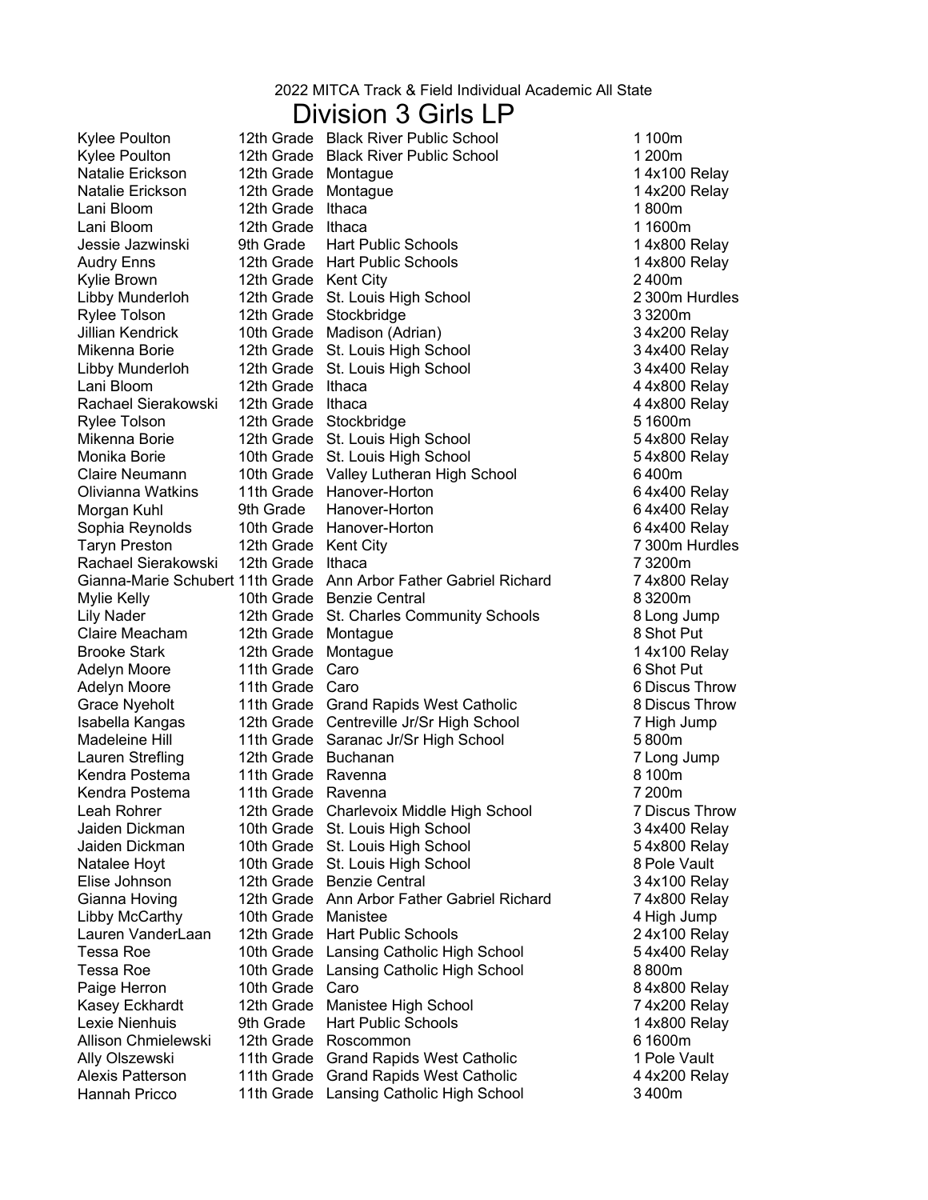2022 MITCA Track & Field Individual Academic All State

# Division 3 Girls LP

| Name | Grade | School | Place | Event |
|---|---|---|---|---|
| Kylee Poulton | 12th Grade | Black River Public School | 1 | 100m |
| Kylee Poulton | 12th Grade | Black River Public School | 1 | 200m |
| Natalie Erickson | 12th Grade | Montague | 1 | 4x100 Relay |
| Natalie Erickson | 12th Grade | Montague | 1 | 4x200 Relay |
| Lani Bloom | 12th Grade | Ithaca | 1 | 800m |
| Lani Bloom | 12th Grade | Ithaca | 1 | 1600m |
| Jessie Jazwinski | 9th Grade | Hart Public Schools | 1 | 4x800 Relay |
| Audry Enns | 12th Grade | Hart Public Schools | 1 | 4x800 Relay |
| Kylie Brown | 12th Grade | Kent City | 2 | 400m |
| Libby Munderloh | 12th Grade | St. Louis High School | 2 | 300m Hurdles |
| Rylee Tolson | 12th Grade | Stockbridge | 3 | 3200m |
| Jillian Kendrick | 10th Grade | Madison (Adrian) | 3 | 4x200 Relay |
| Mikenna Borie | 12th Grade | St. Louis High School | 3 | 4x400 Relay |
| Libby Munderloh | 12th Grade | St. Louis High School | 3 | 4x400 Relay |
| Lani Bloom | 12th Grade | Ithaca | 4 | 4x800 Relay |
| Rachael Sierakowski | 12th Grade | Ithaca | 4 | 4x800 Relay |
| Rylee Tolson | 12th Grade | Stockbridge | 5 | 1600m |
| Mikenna Borie | 12th Grade | St. Louis High School | 5 | 4x800 Relay |
| Monika Borie | 10th Grade | St. Louis High School | 5 | 4x800 Relay |
| Claire Neumann | 10th Grade | Valley Lutheran High School | 6 | 400m |
| Olivianna Watkins | 11th Grade | Hanover-Horton | 6 | 4x400 Relay |
| Morgan Kuhl | 9th Grade | Hanover-Horton | 6 | 4x400 Relay |
| Sophia Reynolds | 10th Grade | Hanover-Horton | 6 | 4x400 Relay |
| Taryn Preston | 12th Grade | Kent City | 7 | 300m Hurdles |
| Rachael Sierakowski | 12th Grade | Ithaca | 7 | 3200m |
| Gianna-Marie Schubert | 11th Grade | Ann Arbor Father Gabriel Richard | 7 | 4x800 Relay |
| Mylie Kelly | 10th Grade | Benzie Central | 8 | 3200m |
| Lily Nader | 12th Grade | St. Charles Community Schools | 8 | Long Jump |
| Claire Meacham | 12th Grade | Montague | 8 | Shot Put |
| Brooke Stark | 12th Grade | Montague | 1 | 4x100 Relay |
| Adelyn Moore | 11th Grade | Caro | 6 | Shot Put |
| Adelyn Moore | 11th Grade | Caro | 6 | Discus Throw |
| Grace Nyeholt | 11th Grade | Grand Rapids West Catholic | 8 | Discus Throw |
| Isabella Kangas | 12th Grade | Centreville Jr/Sr High School | 7 | High Jump |
| Madeleine Hill | 11th Grade | Saranac Jr/Sr High School | 5 | 800m |
| Lauren Strefling | 12th Grade | Buchanan | 7 | Long Jump |
| Kendra Postema | 11th Grade | Ravenna | 8 | 100m |
| Kendra Postema | 11th Grade | Ravenna | 7 | 200m |
| Leah Rohrer | 12th Grade | Charlevoix Middle High School | 7 | Discus Throw |
| Jaiden Dickman | 10th Grade | St. Louis High School | 3 | 4x400 Relay |
| Jaiden Dickman | 10th Grade | St. Louis High School | 5 | 4x800 Relay |
| Natalee Hoyt | 10th Grade | St. Louis High School | 8 | Pole Vault |
| Elise Johnson | 12th Grade | Benzie Central | 3 | 4x100 Relay |
| Gianna Hoving | 12th Grade | Ann Arbor Father Gabriel Richard | 7 | 4x800 Relay |
| Libby McCarthy | 10th Grade | Manistee | 4 | High Jump |
| Lauren VanderLaan | 12th Grade | Hart Public Schools | 2 | 4x100 Relay |
| Tessa Roe | 10th Grade | Lansing Catholic High School | 5 | 4x400 Relay |
| Tessa Roe | 10th Grade | Lansing Catholic High School | 8 | 800m |
| Paige Herron | 10th Grade | Caro | 8 | 4x800 Relay |
| Kasey Eckhardt | 12th Grade | Manistee High School | 7 | 4x200 Relay |
| Lexie Nienhuis | 9th Grade | Hart Public Schools | 1 | 4x800 Relay |
| Allison Chmielewski | 12th Grade | Roscommon | 6 | 1600m |
| Ally Olszewski | 11th Grade | Grand Rapids West Catholic | 1 | Pole Vault |
| Alexis Patterson | 11th Grade | Grand Rapids West Catholic | 4 | 4x200 Relay |
| Hannah Pricco | 11th Grade | Lansing Catholic High School | 3 | 400m |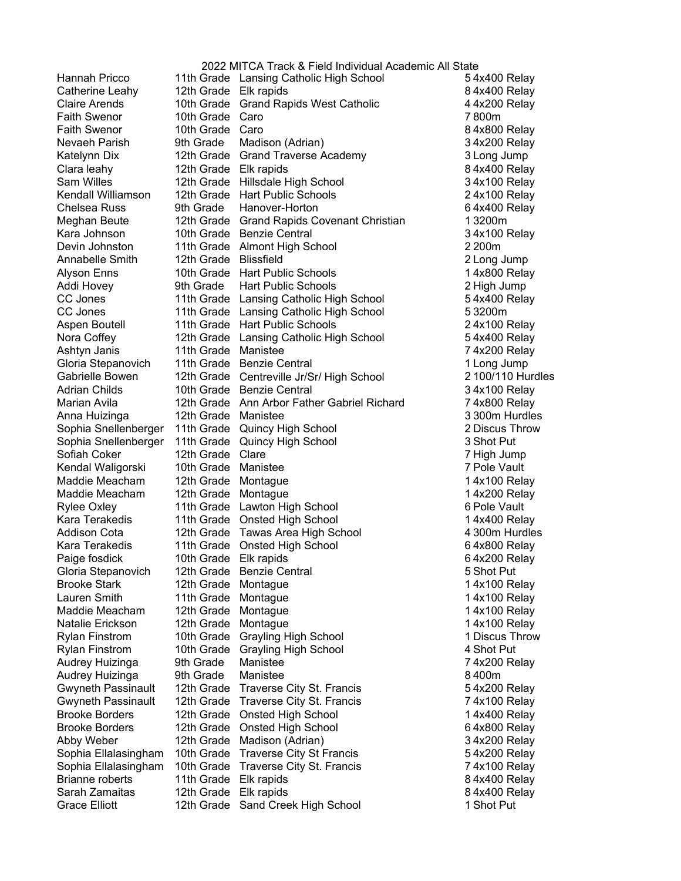2022 MITCA Track & Field Individual Academic All State

| Name | Grade | School | Place | Event |
|---|---|---|---|---|
| Hannah Pricco | 11th Grade | Lansing Catholic High School | 5 | 4x400 Relay |
| Catherine Leahy | 12th Grade | Elk rapids | 8 | 4x400 Relay |
| Claire Arends | 10th Grade | Grand Rapids West Catholic | 4 | 4x200 Relay |
| Faith Swenor | 10th Grade | Caro | 7 | 800m |
| Faith Swenor | 10th Grade | Caro | 8 | 4x800 Relay |
| Nevaeh Parish | 9th Grade | Madison (Adrian) | 3 | 4x200 Relay |
| Katelynn Dix | 12th Grade | Grand Traverse Academy | 3 | Long Jump |
| Clara leahy | 12th Grade | Elk rapids | 8 | 4x400 Relay |
| Sam Willes | 12th Grade | Hillsdale High School | 3 | 4x100 Relay |
| Kendall Williamson | 12th Grade | Hart Public Schools | 2 | 4x100 Relay |
| Chelsea Russ | 9th Grade | Hanover-Horton | 6 | 4x400 Relay |
| Meghan Beute | 12th Grade | Grand Rapids Covenant Christian | 1 | 3200m |
| Kara Johnson | 10th Grade | Benzie Central | 3 | 4x100 Relay |
| Devin Johnston | 11th Grade | Almont High School | 2 | 200m |
| Annabelle Smith | 12th Grade | Blissfield | 2 | Long Jump |
| Alyson Enns | 10th Grade | Hart Public Schools | 1 | 4x800 Relay |
| Addi Hovey | 9th Grade | Hart Public Schools | 2 | High Jump |
| CC Jones | 11th Grade | Lansing Catholic High School | 5 | 4x400 Relay |
| CC Jones | 11th Grade | Lansing Catholic High School | 5 | 3200m |
| Aspen Boutell | 11th Grade | Hart Public Schools | 2 | 4x100 Relay |
| Nora Coffey | 12th Grade | Lansing Catholic High School | 5 | 4x400 Relay |
| Ashtyn Janis | 11th Grade | Manistee | 7 | 4x200 Relay |
| Gloria Stepanovich | 11th Grade | Benzie Central | 1 | Long Jump |
| Gabrielle Bowen | 12th Grade | Centreville Jr/Sr/ High School | 2 | 100/110 Hurdles |
| Adrian Childs | 10th Grade | Benzie Central | 3 | 4x100 Relay |
| Marian Avila | 12th Grade | Ann Arbor Father Gabriel Richard | 7 | 4x800 Relay |
| Anna Huizinga | 12th Grade | Manistee | 3 | 300m Hurdles |
| Sophia Snellenberger | 11th Grade | Quincy High School | 2 | Discus Throw |
| Sophia Snellenberger | 11th Grade | Quincy High School | 3 | Shot Put |
| Sofiah Coker | 12th Grade | Clare | 7 | High Jump |
| Kendal Waligorski | 10th Grade | Manistee | 7 | Pole Vault |
| Maddie Meacham | 12th Grade | Montague | 1 | 4x100 Relay |
| Maddie Meacham | 12th Grade | Montague | 1 | 4x200 Relay |
| Rylee Oxley | 11th Grade | Lawton High School | 6 | Pole Vault |
| Kara Terakedis | 11th Grade | Onsted High School | 1 | 4x400 Relay |
| Addison Cota | 12th Grade | Tawas Area High School | 4 | 300m Hurdles |
| Kara Terakedis | 11th Grade | Onsted High School | 6 | 4x800 Relay |
| Paige fosdick | 10th Grade | Elk rapids | 6 | 4x200 Relay |
| Gloria Stepanovich | 12th Grade | Benzie Central | 5 | Shot Put |
| Brooke Stark | 12th Grade | Montague | 1 | 4x100 Relay |
| Lauren Smith | 11th Grade | Montague | 1 | 4x100 Relay |
| Maddie Meacham | 12th Grade | Montague | 1 | 4x100 Relay |
| Natalie Erickson | 12th Grade | Montague | 1 | 4x100 Relay |
| Rylan Finstrom | 10th Grade | Grayling High School | 1 | Discus Throw |
| Rylan Finstrom | 10th Grade | Grayling High School | 4 | Shot Put |
| Audrey Huizinga | 9th Grade | Manistee | 7 | 4x200 Relay |
| Audrey Huizinga | 9th Grade | Manistee | 8 | 400m |
| Gwyneth Passinault | 12th Grade | Traverse City St. Francis | 5 | 4x200 Relay |
| Gwyneth Passinault | 12th Grade | Traverse City St. Francis | 7 | 4x100 Relay |
| Brooke Borders | 12th Grade | Onsted High School | 1 | 4x400 Relay |
| Brooke Borders | 12th Grade | Onsted High School | 6 | 4x800 Relay |
| Abby Weber | 12th Grade | Madison (Adrian) | 3 | 4x200 Relay |
| Sophia Ellalasingham | 10th Grade | Traverse City St Francis | 5 | 4x200 Relay |
| Sophia Ellalasingham | 10th Grade | Traverse City St. Francis | 7 | 4x100 Relay |
| Brianne roberts | 11th Grade | Elk rapids | 8 | 4x400 Relay |
| Sarah Zamaitas | 12th Grade | Elk rapids | 8 | 4x400 Relay |
| Grace Elliott | 12th Grade | Sand Creek High School | 1 | Shot Put |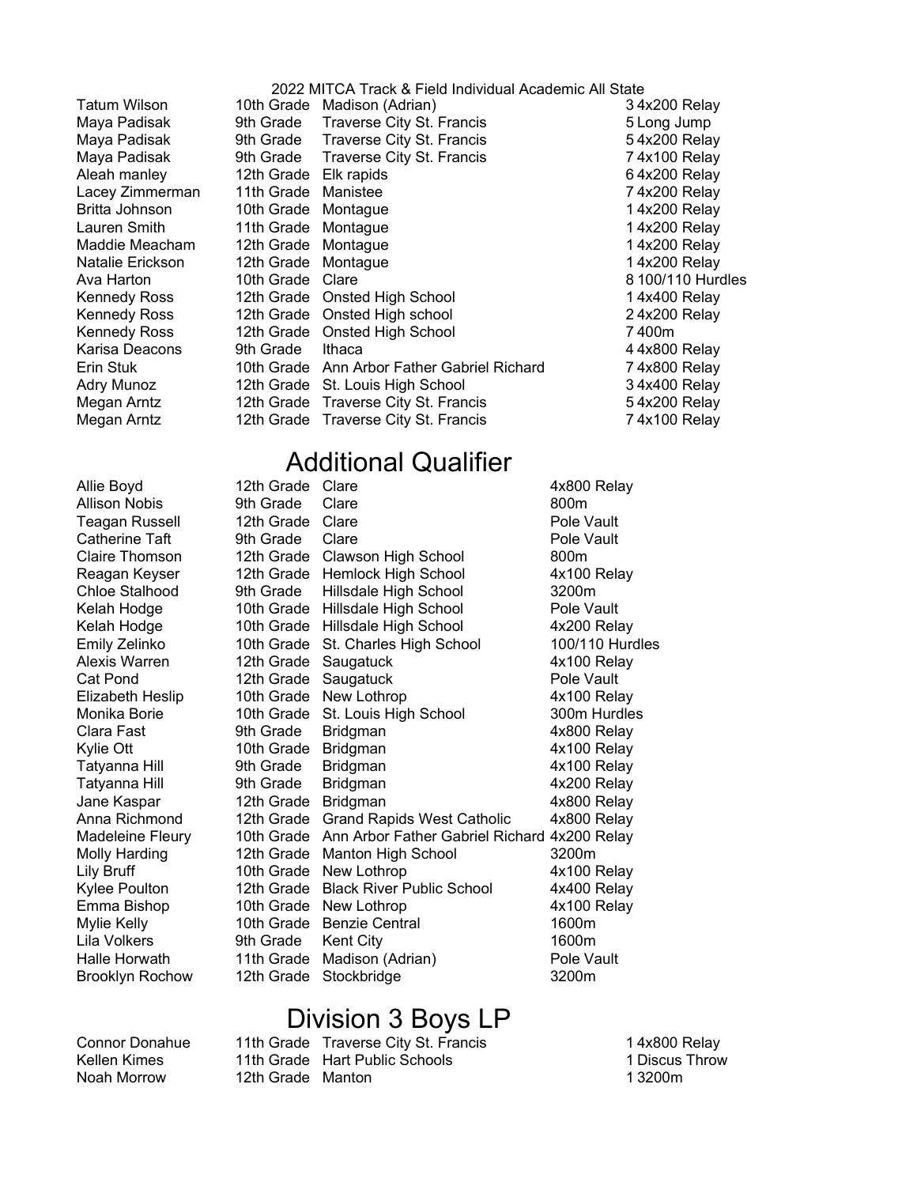2022 MITCA Track & Field Individual Academic All State

| Name | Grade | School | Place | Event |
|---|---|---|---|---|
| Tatum Wilson | 10th Grade | Madison (Adrian) | 3 | 4x200 Relay |
| Maya Padisak | 9th Grade | Traverse City St. Francis | 5 | Long Jump |
| Maya Padisak | 9th Grade | Traverse City St. Francis | 5 | 4x200 Relay |
| Maya Padisak | 9th Grade | Traverse City St. Francis | 7 | 4x100 Relay |
| Aleah manley | 12th Grade | Elk rapids | 6 | 4x200 Relay |
| Lacey Zimmerman | 11th Grade | Manistee | 7 | 4x200 Relay |
| Britta Johnson | 10th Grade | Montague | 1 | 4x200 Relay |
| Lauren Smith | 11th Grade | Montague | 1 | 4x200 Relay |
| Maddie Meacham | 12th Grade | Montague | 1 | 4x200 Relay |
| Natalie Erickson | 12th Grade | Montague | 1 | 4x200 Relay |
| Ava Harton | 10th Grade | Clare | 8 | 100/110 Hurdles |
| Kennedy Ross | 12th Grade | Onsted High School | 1 | 4x400 Relay |
| Kennedy Ross | 12th Grade | Onsted High school | 2 | 4x200 Relay |
| Kennedy Ross | 12th Grade | Onsted High School | 7 | 400m |
| Karisa Deacons | 9th Grade | Ithaca | 4 | 4x800 Relay |
| Erin Stuk | 10th Grade | Ann Arbor Father Gabriel Richard | 7 | 4x800 Relay |
| Adry Munoz | 12th Grade | St. Louis High School | 3 | 4x400 Relay |
| Megan Arntz | 12th Grade | Traverse City St. Francis | 5 | 4x200 Relay |
| Megan Arntz | 12th Grade | Traverse City St. Francis | 7 | 4x100 Relay |

## Additional Qualifier

| Name | Grade | School | Event |
|---|---|---|---|
| Allie Boyd | 12th Grade | Clare | 4x800 Relay |
| Allison Nobis | 9th Grade | Clare | 800m |
| Teagan Russell | 12th Grade | Clare | Pole Vault |
| Catherine Taft | 9th Grade | Clare | Pole Vault |
| Claire Thomson | 12th Grade | Clawson High School | 800m |
| Reagan Keyser | 12th Grade | Hemlock High School | 4x100 Relay |
| Chloe Stalhood | 9th Grade | Hillsdale High School | 3200m |
| Kelah Hodge | 10th Grade | Hillsdale High School | Pole Vault |
| Kelah Hodge | 10th Grade | Hillsdale High School | 4x200 Relay |
| Emily Zelinko | 10th Grade | St. Charles High School | 100/110 Hurdles |
| Alexis Warren | 12th Grade | Saugatuck | 4x100 Relay |
| Cat Pond | 12th Grade | Saugatuck | Pole Vault |
| Elizabeth Heslip | 10th Grade | New Lothrop | 4x100 Relay |
| Monika Borie | 10th Grade | St. Louis High School | 300m Hurdles |
| Clara Fast | 9th Grade | Bridgman | 4x800 Relay |
| Kylie Ott | 10th Grade | Bridgman | 4x100 Relay |
| Tatyanna Hill | 9th Grade | Bridgman | 4x100 Relay |
| Tatyanna Hill | 9th Grade | Bridgman | 4x200 Relay |
| Jane Kaspar | 12th Grade | Bridgman | 4x800 Relay |
| Anna Richmond | 12th Grade | Grand Rapids West Catholic | 4x800 Relay |
| Madeleine Fleury | 10th Grade | Ann Arbor Father Gabriel Richard | 4x200 Relay |
| Molly Harding | 12th Grade | Manton High School | 3200m |
| Lily Bruff | 10th Grade | New Lothrop | 4x100 Relay |
| Kylee Poulton | 12th Grade | Black River Public School | 4x400 Relay |
| Emma Bishop | 10th Grade | New Lothrop | 4x100 Relay |
| Mylie Kelly | 10th Grade | Benzie Central | 1600m |
| Lila Volkers | 9th Grade | Kent City | 1600m |
| Halle Horwath | 11th Grade | Madison (Adrian) | Pole Vault |
| Brooklyn Rochow | 12th Grade | Stockbridge | 3200m |

## Division 3 Boys LP

| Name | Grade | School | Place | Event |
|---|---|---|---|---|
| Connor Donahue | 11th Grade | Traverse City St. Francis | 1 | 4x800 Relay |
| Kellen Kimes | 11th Grade | Hart Public Schools | 1 | Discus Throw |
| Noah Morrow | 12th Grade | Manton | 1 | 3200m |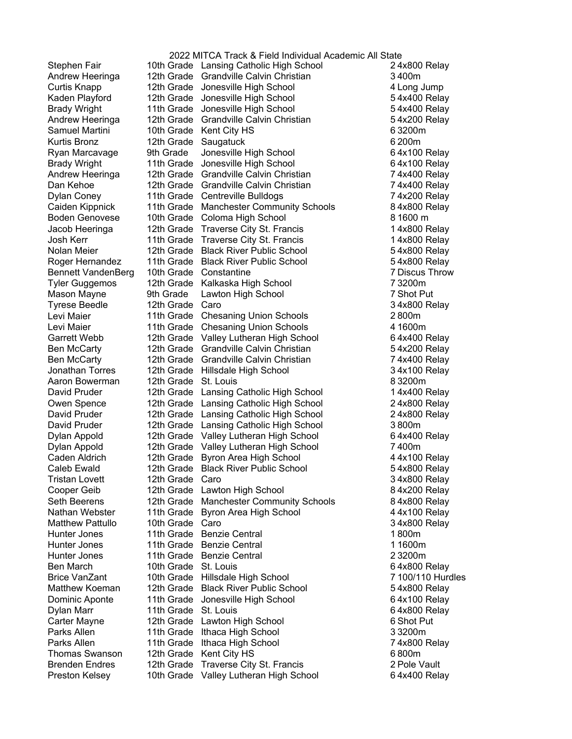2022 MITCA Track & Field Individual Academic All State

| Name | Grade | School | Place | Event |
|---|---|---|---|---|
| Stephen Fair | 10th Grade | Lansing Catholic High School | 2 | 4x800 Relay |
| Andrew Heeringa | 12th Grade | Grandville Calvin Christian | 3 | 400m |
| Curtis Knapp | 12th Grade | Jonesville High School | 4 | Long Jump |
| Kaden Playford | 12th Grade | Jonesville High School | 5 | 4x400 Relay |
| Brady Wright | 11th Grade | Jonesville High School | 5 | 4x400 Relay |
| Andrew Heeringa | 12th Grade | Grandville Calvin Christian | 5 | 4x200 Relay |
| Samuel Martini | 10th Grade | Kent City HS | 6 | 3200m |
| Kurtis Bronz | 12th Grade | Saugatuck | 6 | 200m |
| Ryan Marcavage | 9th Grade | Jonesville High School | 6 | 4x100 Relay |
| Brady Wright | 11th Grade | Jonesville High School | 6 | 4x100 Relay |
| Andrew Heeringa | 12th Grade | Grandville Calvin Christian | 7 | 4x400 Relay |
| Dan Kehoe | 12th Grade | Grandville Calvin Christian | 7 | 4x400 Relay |
| Dylan Coney | 11th Grade | Centreville Bulldogs | 7 | 4x200 Relay |
| Caiden Kippnick | 11th Grade | Manchester Community Schools | 8 | 4x800 Relay |
| Boden Genovese | 10th Grade | Coloma High School | 8 | 1600 m |
| Jacob Heeringa | 12th Grade | Traverse City St. Francis | 1 | 4x800 Relay |
| Josh Kerr | 11th Grade | Traverse City St. Francis | 1 | 4x800 Relay |
| Nolan Meier | 12th Grade | Black River Public School | 5 | 4x800 Relay |
| Roger Hernandez | 11th Grade | Black River Public School | 5 | 4x800 Relay |
| Bennett VandenBerg | 10th Grade | Constantine | 7 | Discus Throw |
| Tyler Guggemos | 12th Grade | Kalkaska High School | 7 | 3200m |
| Mason Mayne | 9th Grade | Lawton High School | 7 | Shot Put |
| Tyrese Beedle | 12th Grade | Caro | 3 | 4x800 Relay |
| Levi Maier | 11th Grade | Chesaning Union Schools | 2 | 800m |
| Levi Maier | 11th Grade | Chesaning Union Schools | 4 | 1600m |
| Garrett Webb | 12th Grade | Valley Lutheran High School | 6 | 4x400 Relay |
| Ben McCarty | 12th Grade | Grandville Calvin Christian | 5 | 4x200 Relay |
| Ben McCarty | 12th Grade | Grandville Calvin Christian | 7 | 4x400 Relay |
| Jonathan Torres | 12th Grade | Hillsdale High School | 3 | 4x100 Relay |
| Aaron Bowerman | 12th Grade | St. Louis | 8 | 3200m |
| David Pruder | 12th Grade | Lansing Catholic High School | 1 | 4x400 Relay |
| Owen Spence | 12th Grade | Lansing Catholic High School | 2 | 4x800 Relay |
| David Pruder | 12th Grade | Lansing Catholic High School | 2 | 4x800 Relay |
| David Pruder | 12th Grade | Lansing Catholic High School | 3 | 800m |
| Dylan Appold | 12th Grade | Valley Lutheran High School | 6 | 4x400 Relay |
| Dylan Appold | 12th Grade | Valley Lutheran High School | 7 | 400m |
| Caden Aldrich | 12th Grade | Byron Area High School | 4 | 4x100 Relay |
| Caleb Ewald | 12th Grade | Black River Public School | 5 | 4x800 Relay |
| Tristan Lovett | 12th Grade | Caro | 3 | 4x800 Relay |
| Cooper Geib | 12th Grade | Lawton High School | 8 | 4x200 Relay |
| Seth Beerens | 12th Grade | Manchester Community Schools | 8 | 4x800 Relay |
| Nathan Webster | 11th Grade | Byron Area High School | 4 | 4x100 Relay |
| Matthew Pattullo | 10th Grade | Caro | 3 | 4x800 Relay |
| Hunter Jones | 11th Grade | Benzie Central | 1 | 800m |
| Hunter Jones | 11th Grade | Benzie Central | 1 | 1600m |
| Hunter Jones | 11th Grade | Benzie Central | 2 | 3200m |
| Ben March | 10th Grade | St. Louis | 6 | 4x800 Relay |
| Brice VanZant | 10th Grade | Hillsdale High School | 7 | 100/110 Hurdles |
| Matthew Koeman | 12th Grade | Black River Public School | 5 | 4x800 Relay |
| Dominic Aponte | 11th Grade | Jonesville High School | 6 | 4x100 Relay |
| Dylan Marr | 11th Grade | St. Louis | 6 | 4x800 Relay |
| Carter Mayne | 12th Grade | Lawton High School | 6 | Shot Put |
| Parks Allen | 11th Grade | Ithaca High School | 3 | 3200m |
| Parks Allen | 11th Grade | Ithaca High School | 7 | 4x800 Relay |
| Thomas Swanson | 12th Grade | Kent City HS | 6 | 800m |
| Brenden Endres | 12th Grade | Traverse City St. Francis | 2 | Pole Vault |
| Preston Kelsey | 10th Grade | Valley Lutheran High School | 6 | 4x400 Relay |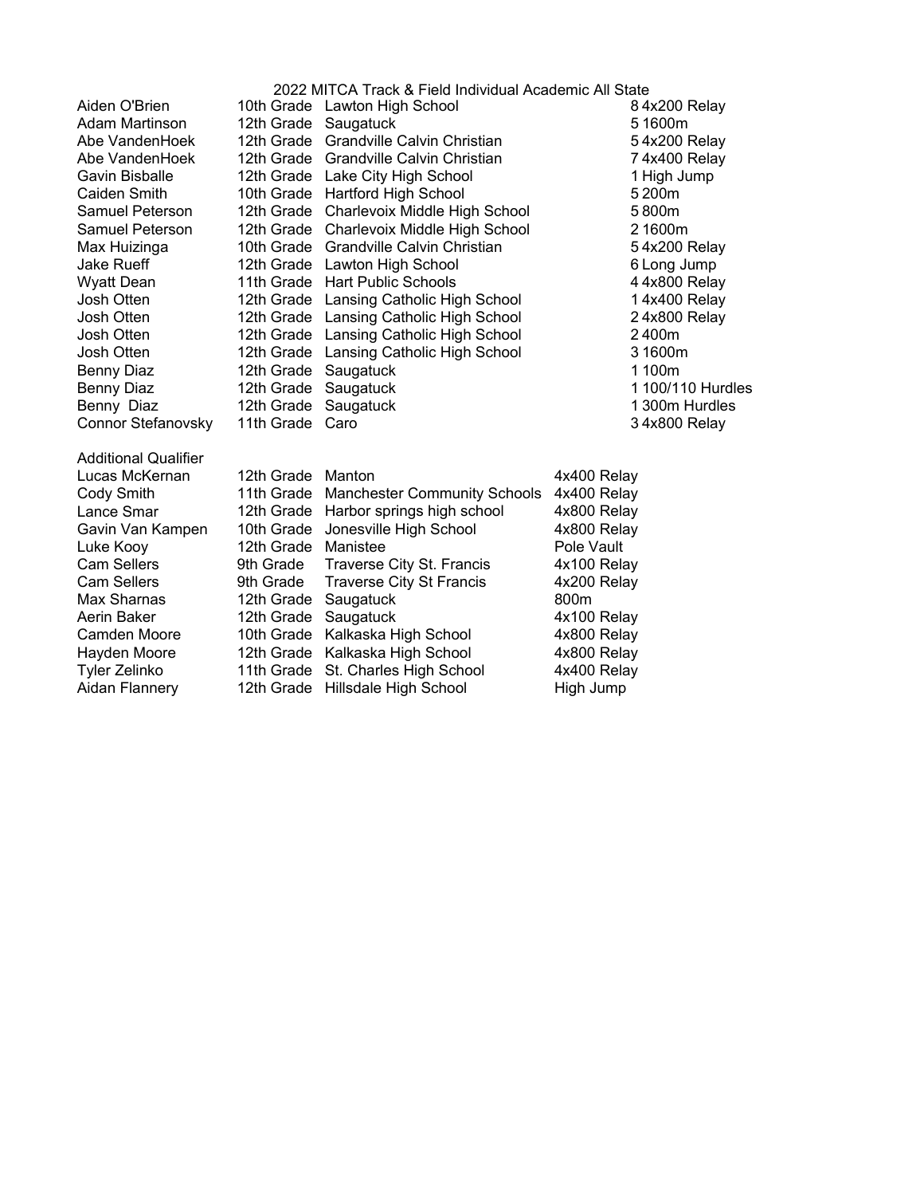# 2022 MITCA Track & Field Individual Academic All State

| Name | Grade | School | Place | Event |
|---|---|---|---|---|
| Aiden O'Brien | 10th Grade | Lawton High School | 8 | 4x200 Relay |
| Adam Martinson | 12th Grade | Saugatuck | 5 | 1600m |
| Abe VandenHoek | 12th Grade | Grandville Calvin Christian | 5 | 4x200 Relay |
| Abe VandenHoek | 12th Grade | Grandville Calvin Christian | 7 | 4x400 Relay |
| Gavin Bisballe | 12th Grade | Lake City High School | 1 | High Jump |
| Caiden Smith | 10th Grade | Hartford High School | 5 | 200m |
| Samuel Peterson | 12th Grade | Charlevoix Middle High School | 5 | 800m |
| Samuel Peterson | 12th Grade | Charlevoix Middle High School | 2 | 1600m |
| Max Huizinga | 10th Grade | Grandville Calvin Christian | 5 | 4x200 Relay |
| Jake Rueff | 12th Grade | Lawton High School | 6 | Long Jump |
| Wyatt Dean | 11th Grade | Hart Public Schools | 4 | 4x800 Relay |
| Josh Otten | 12th Grade | Lansing Catholic High School | 1 | 4x400 Relay |
| Josh Otten | 12th Grade | Lansing Catholic High School | 2 | 4x800 Relay |
| Josh Otten | 12th Grade | Lansing Catholic High School | 2 | 400m |
| Josh Otten | 12th Grade | Lansing Catholic High School | 3 | 1600m |
| Benny Diaz | 12th Grade | Saugatuck | 1 | 100m |
| Benny Diaz | 12th Grade | Saugatuck | 1 | 100/110 Hurdles |
| Benny Diaz | 12th Grade | Saugatuck | 1 | 300m Hurdles |
| Connor Stefanovsky | 11th Grade | Caro | 3 | 4x800 Relay |

## Additional Qualifier

| Name | Grade | School | Event |
|---|---|---|---|
| Lucas McKernan | 12th Grade | Manton | 4x400 Relay |
| Cody Smith | 11th Grade | Manchester Community Schools | 4x400 Relay |
| Lance Smar | 12th Grade | Harbor springs high school | 4x800 Relay |
| Gavin Van Kampen | 10th Grade | Jonesville High School | 4x800 Relay |
| Luke Kooy | 12th Grade | Manistee | Pole Vault |
| Cam Sellers | 9th Grade | Traverse City St. Francis | 4x100 Relay |
| Cam Sellers | 9th Grade | Traverse City St Francis | 4x200 Relay |
| Max Sharnas | 12th Grade | Saugatuck | 800m |
| Aerin Baker | 12th Grade | Saugatuck | 4x100 Relay |
| Camden Moore | 10th Grade | Kalkaska High School | 4x800 Relay |
| Hayden Moore | 12th Grade | Kalkaska High School | 4x800 Relay |
| Tyler Zelinko | 11th Grade | St. Charles High School | 4x400 Relay |
| Aidan Flannery | 12th Grade | Hillsdale High School | High Jump |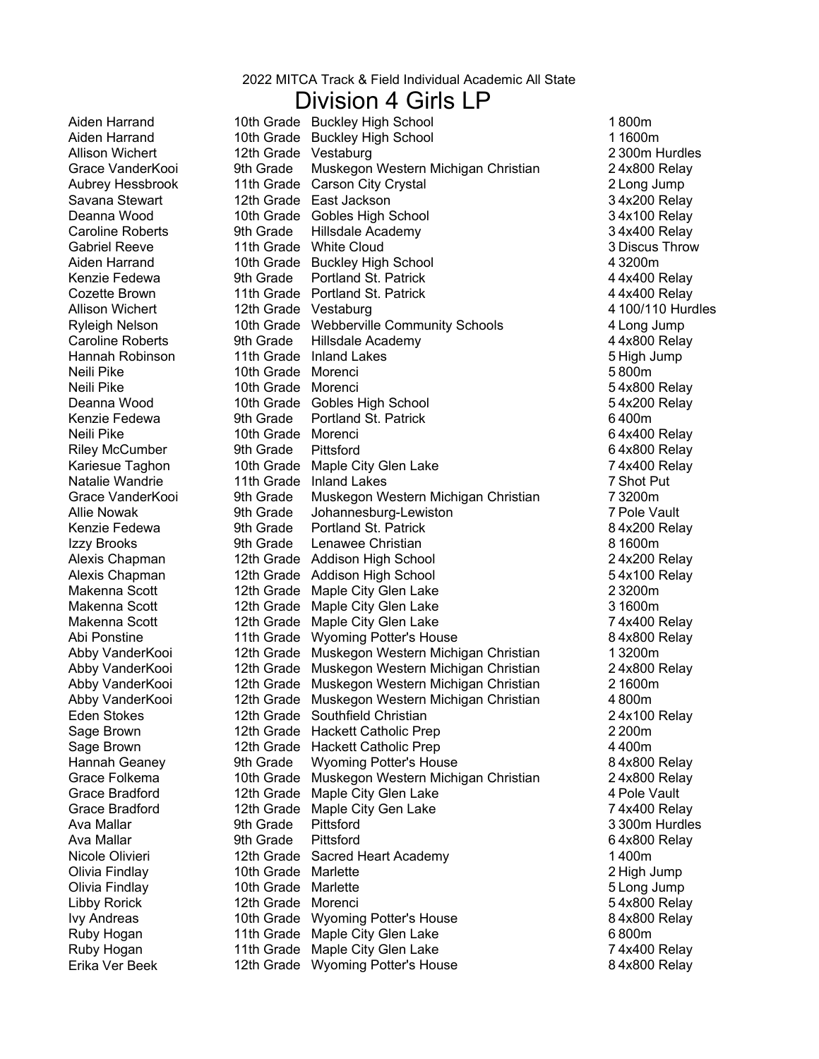2022 MITCA Track & Field Individual Academic All State

# Division 4 Girls LP

| Name | Grade | School | Region | Event |
|---|---|---|---|---|
| Aiden Harrand | 10th Grade | Buckley High School | 1 | 800m |
| Aiden Harrand | 10th Grade | Buckley High School | 1 | 1600m |
| Allison Wichert | 12th Grade | Vestaburg | 2 | 300m Hurdles |
| Grace VanderKooi | 9th Grade | Muskegon Western Michigan Christian | 2 | 4x800 Relay |
| Aubrey Hessbrook | 11th Grade | Carson City Crystal | 2 | Long Jump |
| Savana Stewart | 12th Grade | East Jackson | 3 | 4x200 Relay |
| Deanna Wood | 10th Grade | Gobles High School | 3 | 4x100 Relay |
| Caroline Roberts | 9th Grade | Hillsdale Academy | 3 | 4x400 Relay |
| Gabriel Reeve | 11th Grade | White Cloud | 3 | Discus Throw |
| Aiden Harrand | 10th Grade | Buckley High School | 4 | 3200m |
| Kenzie Fedewa | 9th Grade | Portland St. Patrick | 4 | 4x400 Relay |
| Cozette Brown | 11th Grade | Portland St. Patrick | 4 | 4x400 Relay |
| Allison Wichert | 12th Grade | Vestaburg | 4 | 100/110 Hurdles |
| Ryleigh Nelson | 10th Grade | Webberville Community Schools | 4 | Long Jump |
| Caroline Roberts | 9th Grade | Hillsdale Academy | 4 | 4x800 Relay |
| Hannah Robinson | 11th Grade | Inland Lakes | 5 | High Jump |
| Neili Pike | 10th Grade | Morenci | 5 | 800m |
| Neili Pike | 10th Grade | Morenci | 5 | 4x800 Relay |
| Deanna Wood | 10th Grade | Gobles High School | 5 | 4x200 Relay |
| Kenzie Fedewa | 9th Grade | Portland St. Patrick | 6 | 400m |
| Neili Pike | 10th Grade | Morenci | 6 | 4x400 Relay |
| Riley McCumber | 9th Grade | Pittsford | 6 | 4x800 Relay |
| Kariesue Taghon | 10th Grade | Maple City Glen Lake | 7 | 4x400 Relay |
| Natalie Wandrie | 11th Grade | Inland Lakes | 7 | Shot Put |
| Grace VanderKooi | 9th Grade | Muskegon Western Michigan Christian | 7 | 3200m |
| Allie Nowak | 9th Grade | Johannesburg-Lewiston | 7 | Pole Vault |
| Kenzie Fedewa | 9th Grade | Portland St. Patrick | 8 | 4x200 Relay |
| Izzy Brooks | 9th Grade | Lenawee Christian | 8 | 1600m |
| Alexis Chapman | 12th Grade | Addison High School | 2 | 4x200 Relay |
| Alexis Chapman | 12th Grade | Addison High School | 5 | 4x100 Relay |
| Makenna Scott | 12th Grade | Maple City Glen Lake | 2 | 3200m |
| Makenna Scott | 12th Grade | Maple City Glen Lake | 3 | 1600m |
| Makenna Scott | 12th Grade | Maple City Glen Lake | 7 | 4x400 Relay |
| Abi Ponstine | 11th Grade | Wyoming Potter's House | 8 | 4x800 Relay |
| Abby VanderKooi | 12th Grade | Muskegon Western Michigan Christian | 1 | 3200m |
| Abby VanderKooi | 12th Grade | Muskegon Western Michigan Christian | 2 | 4x800 Relay |
| Abby VanderKooi | 12th Grade | Muskegon Western Michigan Christian | 2 | 1600m |
| Abby VanderKooi | 12th Grade | Muskegon Western Michigan Christian | 4 | 800m |
| Eden Stokes | 12th Grade | Southfield Christian | 2 | 4x100 Relay |
| Sage Brown | 12th Grade | Hackett Catholic Prep | 2 | 200m |
| Sage Brown | 12th Grade | Hackett Catholic Prep | 4 | 400m |
| Hannah Geaney | 9th Grade | Wyoming Potter's House | 8 | 4x800 Relay |
| Grace Folkema | 10th Grade | Muskegon Western Michigan Christian | 2 | 4x800 Relay |
| Grace Bradford | 12th Grade | Maple City Glen Lake | 4 | Pole Vault |
| Grace Bradford | 12th Grade | Maple City Gen Lake | 7 | 4x400 Relay |
| Ava Mallar | 9th Grade | Pittsford | 3 | 300m Hurdles |
| Ava Mallar | 9th Grade | Pittsford | 6 | 4x800 Relay |
| Nicole Olivieri | 12th Grade | Sacred Heart Academy | 1 | 400m |
| Olivia Findlay | 10th Grade | Marlette | 2 | High Jump |
| Olivia Findlay | 10th Grade | Marlette | 5 | Long Jump |
| Libby Rorick | 12th Grade | Morenci | 5 | 4x800 Relay |
| Ivy Andreas | 10th Grade | Wyoming Potter's House | 8 | 4x800 Relay |
| Ruby Hogan | 11th Grade | Maple City Glen Lake | 6 | 800m |
| Ruby Hogan | 11th Grade | Maple City Glen Lake | 7 | 4x400 Relay |
| Erika Ver Beek | 12th Grade | Wyoming Potter's House | 8 | 4x800 Relay |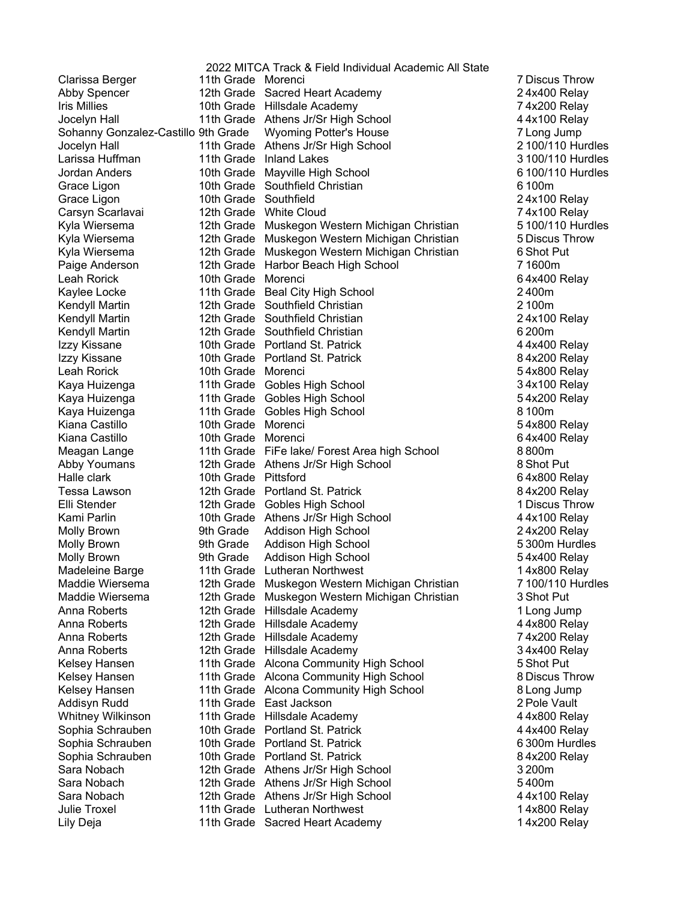# 2022 MITCA Track & Field Individual Academic All State

| Name | Grade | School | Place | Event |
|---|---|---|---|---|
| Clarissa Berger | 11th Grade | Morenci | 7 | Discus Throw |
| Abby Spencer | 12th Grade | Sacred Heart Academy | 2 | 4x400 Relay |
| Iris Millies | 10th Grade | Hillsdale Academy | 7 | 4x200 Relay |
| Jocelyn Hall | 11th Grade | Athens Jr/Sr High School | 4 | 4x100 Relay |
| Sohanny Gonzalez-Castillo | 9th Grade | Wyoming Potter's House | 7 | Long Jump |
| Jocelyn Hall | 11th Grade | Athens Jr/Sr High School | 2 | 100/110 Hurdles |
| Larissa Huffman | 11th Grade | Inland Lakes | 3 | 100/110 Hurdles |
| Jordan Anders | 10th Grade | Mayville High School | 6 | 100/110 Hurdles |
| Grace Ligon | 10th Grade | Southfield Christian | 6 | 100m |
| Grace Ligon | 10th Grade | Southfield | 2 | 4x100 Relay |
| Carsyn Scarlavai | 12th Grade | White Cloud | 7 | 4x100 Relay |
| Kyla Wiersema | 12th Grade | Muskegon Western Michigan Christian | 5 | 100/110 Hurdles |
| Kyla Wiersema | 12th Grade | Muskegon Western Michigan Christian | 5 | Discus Throw |
| Kyla Wiersema | 12th Grade | Muskegon Western Michigan Christian | 6 | Shot Put |
| Paige Anderson | 12th Grade | Harbor Beach High School | 7 | 1600m |
| Leah Rorick | 10th Grade | Morenci | 6 | 4x400 Relay |
| Kaylee Locke | 11th Grade | Beal City High School | 2 | 400m |
| Kendyll Martin | 12th Grade | Southfield Christian | 2 | 100m |
| Kendyll Martin | 12th Grade | Southfield Christian | 2 | 4x100 Relay |
| Kendyll Martin | 12th Grade | Southfield Christian | 6 | 200m |
| Izzy Kissane | 10th Grade | Portland St. Patrick | 4 | 4x400 Relay |
| Izzy Kissane | 10th Grade | Portland St. Patrick | 8 | 4x200 Relay |
| Leah Rorick | 10th Grade | Morenci | 5 | 4x800 Relay |
| Kaya Huizenga | 11th Grade | Gobles High School | 3 | 4x100 Relay |
| Kaya Huizenga | 11th Grade | Gobles High School | 5 | 4x200 Relay |
| Kaya Huizenga | 11th Grade | Gobles High School | 8 | 100m |
| Kiana Castillo | 10th Grade | Morenci | 5 | 4x800 Relay |
| Kiana Castillo | 10th Grade | Morenci | 6 | 4x400 Relay |
| Meagan Lange | 11th Grade | FiFe lake/ Forest Area high School | 8 | 800m |
| Abby Youmans | 12th Grade | Athens Jr/Sr High School | 8 | Shot Put |
| Halle clark | 10th Grade | Pittsford | 6 | 4x800 Relay |
| Tessa Lawson | 12th Grade | Portland St. Patrick | 8 | 4x200 Relay |
| Elli Stender | 12th Grade | Gobles High School | 1 | Discus Throw |
| Kami Parlin | 10th Grade | Athens Jr/Sr High School | 4 | 4x100 Relay |
| Molly Brown | 9th Grade | Addison High School | 2 | 4x200 Relay |
| Molly Brown | 9th Grade | Addison High School | 5 | 300m Hurdles |
| Molly Brown | 9th Grade | Addison High School | 5 | 4x400 Relay |
| Madeleine Barge | 11th Grade | Lutheran Northwest | 1 | 4x800 Relay |
| Maddie Wiersema | 12th Grade | Muskegon Western Michigan Christian | 7 | 100/110 Hurdles |
| Maddie Wiersema | 12th Grade | Muskegon Western Michigan Christian | 3 | Shot Put |
| Anna Roberts | 12th Grade | Hillsdale Academy | 1 | Long Jump |
| Anna Roberts | 12th Grade | Hillsdale Academy | 4 | 4x800 Relay |
| Anna Roberts | 12th Grade | Hillsdale Academy | 7 | 4x200 Relay |
| Anna Roberts | 12th Grade | Hillsdale Academy | 3 | 4x400 Relay |
| Kelsey Hansen | 11th Grade | Alcona Community High School | 5 | Shot Put |
| Kelsey Hansen | 11th Grade | Alcona Community High School | 8 | Discus Throw |
| Kelsey Hansen | 11th Grade | Alcona Community High School | 8 | Long Jump |
| Addisyn Rudd | 11th Grade | East Jackson | 2 | Pole Vault |
| Whitney Wilkinson | 11th Grade | Hillsdale Academy | 4 | 4x800 Relay |
| Sophia Schrauben | 10th Grade | Portland St. Patrick | 4 | 4x400 Relay |
| Sophia Schrauben | 10th Grade | Portland St. Patrick | 6 | 300m Hurdles |
| Sophia Schrauben | 10th Grade | Portland St. Patrick | 8 | 4x200 Relay |
| Sara Nobach | 12th Grade | Athens Jr/Sr High School | 3 | 200m |
| Sara Nobach | 12th Grade | Athens Jr/Sr High School | 5 | 400m |
| Sara Nobach | 12th Grade | Athens Jr/Sr High School | 4 | 4x100 Relay |
| Julie Troxel | 11th Grade | Lutheran Northwest | 1 | 4x800 Relay |
| Lily Deja | 11th Grade | Sacred Heart Academy | 1 | 4x200 Relay |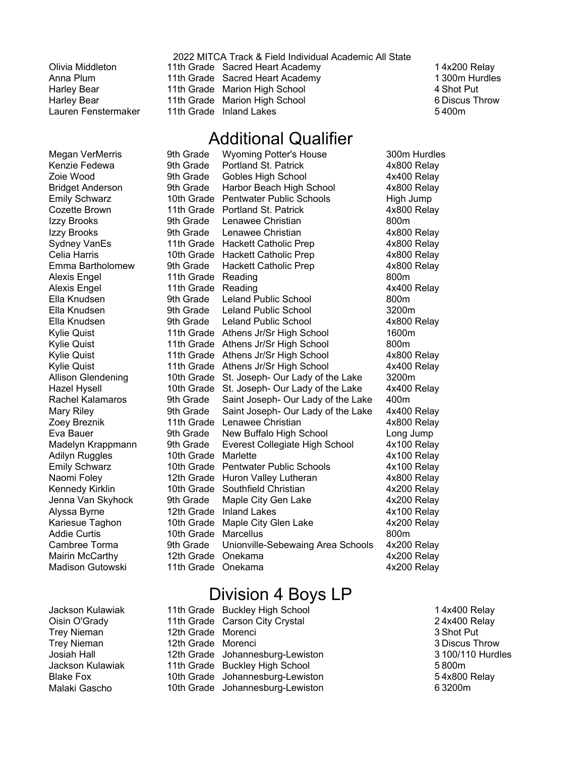2022 MITCA Track & Field Individual Academic All State

| | | | | |
|---|---|---|---|---|
| Olivia Middleton | 11th Grade | Sacred Heart Academy | 1 | 4x200 Relay |
| Anna Plum | 11th Grade | Sacred Heart Academy | 1 | 300m Hurdles |
| Harley Bear | 11th Grade | Marion High School | 4 | Shot Put |
| Harley Bear | 11th Grade | Marion High School | 6 | Discus Throw |
| Lauren Fenstermaker | 11th Grade | Inland Lakes | 5 | 400m |

## Additional Qualifier

| | | | |
|---|---|---|---|
| Megan VerMerris | 9th Grade | Wyoming Potter's House | 300m Hurdles |
| Kenzie Fedewa | 9th Grade | Portland St. Patrick | 4x800 Relay |
| Zoie Wood | 9th Grade | Gobles High School | 4x400 Relay |
| Bridget Anderson | 9th Grade | Harbor Beach High School | 4x800 Relay |
| Emily Schwarz | 10th Grade | Pentwater Public Schools | High Jump |
| Cozette Brown | 11th Grade | Portland St. Patrick | 4x800 Relay |
| Izzy Brooks | 9th Grade | Lenawee Christian | 800m |
| Izzy Brooks | 9th Grade | Lenawee Christian | 4x800 Relay |
| Sydney VanEs | 11th Grade | Hackett Catholic Prep | 4x800 Relay |
| Celia Harris | 10th Grade | Hackett Catholic Prep | 4x800 Relay |
| Emma Bartholomew | 9th Grade | Hackett Catholic Prep | 4x800 Relay |
| Alexis Engel | 11th Grade | Reading | 800m |
| Alexis Engel | 11th Grade | Reading | 4x400 Relay |
| Ella Knudsen | 9th Grade | Leland Public School | 800m |
| Ella Knudsen | 9th Grade | Leland Public School | 3200m |
| Ella Knudsen | 9th Grade | Leland Public School | 4x800 Relay |
| Kylie Quist | 11th Grade | Athens Jr/Sr High School | 1600m |
| Kylie Quist | 11th Grade | Athens Jr/Sr High School | 800m |
| Kylie Quist | 11th Grade | Athens Jr/Sr High School | 4x800 Relay |
| Kylie Quist | 11th Grade | Athens Jr/Sr High School | 4x400 Relay |
| Allison Glendening | 10th Grade | St. Joseph- Our Lady of the Lake | 3200m |
| Hazel Hysell | 10th Grade | St. Joseph- Our Lady of the Lake | 4x400 Relay |
| Rachel Kalamaros | 9th Grade | Saint Joseph- Our Lady of the Lake | 400m |
| Mary Riley | 9th Grade | Saint Joseph- Our Lady of the Lake | 4x400 Relay |
| Zoey Breznik | 11th Grade | Lenawee Christian | 4x800 Relay |
| Eva Bauer | 9th Grade | New Buffalo High School | Long Jump |
| Madelyn Krappmann | 9th Grade | Everest Collegiate High School | 4x100 Relay |
| Adilyn Ruggles | 10th Grade | Marlette | 4x100 Relay |
| Emily Schwarz | 10th Grade | Pentwater Public Schools | 4x100 Relay |
| Naomi Foley | 12th Grade | Huron Valley Lutheran | 4x800 Relay |
| Kennedy Kirklin | 10th Grade | Southfield Christian | 4x200 Relay |
| Jenna Van Skyhock | 9th Grade | Maple City Gen Lake | 4x200 Relay |
| Alyssa Byrne | 12th Grade | Inland Lakes | 4x100 Relay |
| Kariesue Taghon | 10th Grade | Maple City Glen Lake | 4x200 Relay |
| Addie Curtis | 10th Grade | Marcellus | 800m |
| Cambree Torma | 9th Grade | Unionville-Sebewaing Area Schools | 4x200 Relay |
| Mairin McCarthy | 12th Grade | Onekama | 4x200 Relay |
| Madison Gutowski | 11th Grade | Onekama | 4x200 Relay |

## Division 4 Boys LP

| | | | | |
|---|---|---|---|---|
| Jackson Kulawiak | 11th Grade | Buckley High School | 1 | 4x400 Relay |
| Oisin O'Grady | 11th Grade | Carson City Crystal | 2 | 4x400 Relay |
| Trey Nieman | 12th Grade | Morenci | 3 | Shot Put |
| Trey Nieman | 12th Grade | Morenci | 3 | Discus Throw |
| Josiah Hall | 12th Grade | Johannesburg-Lewiston | 3 | 100/110 Hurdles |
| Jackson Kulawiak | 11th Grade | Buckley High School | 5 | 800m |
| Blake Fox | 10th Grade | Johannesburg-Lewiston | 5 | 4x800 Relay |
| Malaki Gascho | 10th Grade | Johannesburg-Lewiston | 6 | 3200m |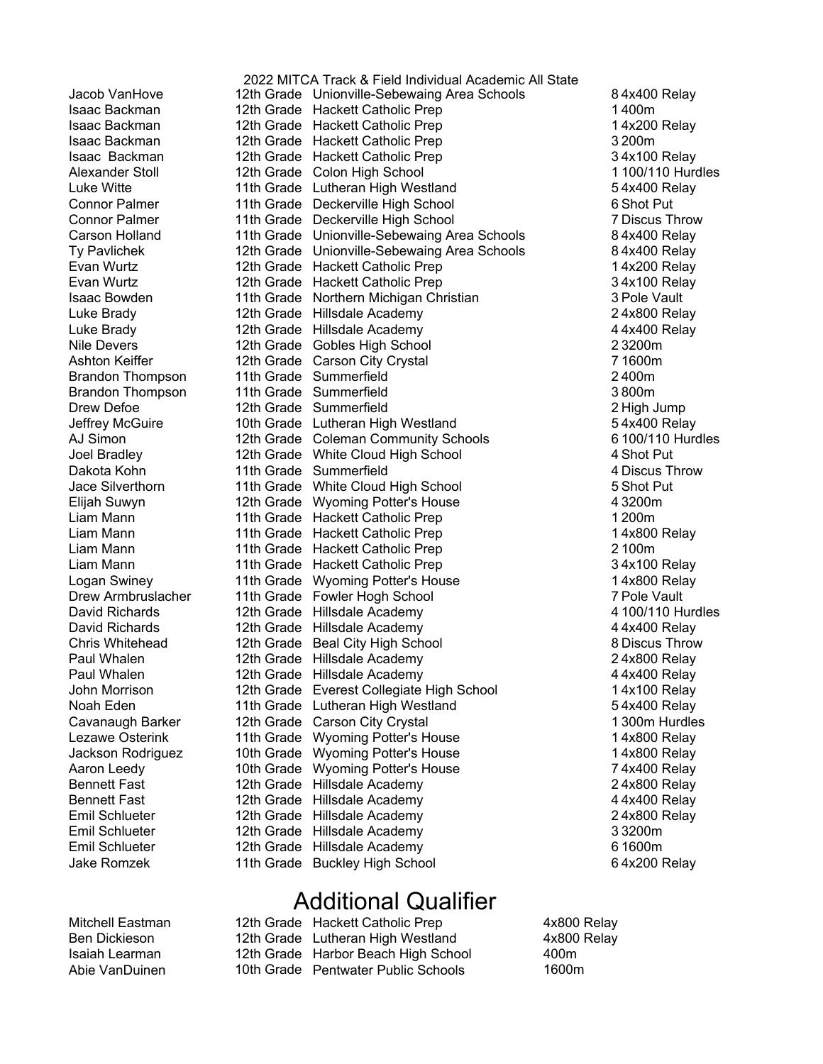2022 MITCA Track & Field Individual Academic All State

| Name | Grade | School | Place | Event |
|---|---|---|---|---|
| Jacob VanHove | 12th Grade | Unionville-Sebewaing Area Schools | 8 | 4x400 Relay |
| Isaac Backman | 12th Grade | Hackett Catholic Prep | 1 | 400m |
| Isaac Backman | 12th Grade | Hackett Catholic Prep | 1 | 4x200 Relay |
| Isaac Backman | 12th Grade | Hackett Catholic Prep | 3 | 200m |
| Isaac  Backman | 12th Grade | Hackett Catholic Prep | 3 | 4x100 Relay |
| Alexander Stoll | 12th Grade | Colon High School | 1 | 100/110 Hurdles |
| Luke Witte | 11th Grade | Lutheran High Westland | 5 | 4x400 Relay |
| Connor Palmer | 11th Grade | Deckerville High School | 6 | Shot Put |
| Connor Palmer | 11th Grade | Deckerville High School | 7 | Discus Throw |
| Carson Holland | 11th Grade | Unionville-Sebewaing Area Schools | 8 | 4x400 Relay |
| Ty Pavlichek | 12th Grade | Unionville-Sebewaing Area Schools | 8 | 4x400 Relay |
| Evan Wurtz | 12th Grade | Hackett Catholic Prep | 1 | 4x200 Relay |
| Evan Wurtz | 12th Grade | Hackett Catholic Prep | 3 | 4x100 Relay |
| Isaac Bowden | 11th Grade | Northern Michigan Christian | 3 | Pole Vault |
| Luke Brady | 12th Grade | Hillsdale Academy | 2 | 4x800 Relay |
| Luke Brady | 12th Grade | Hillsdale Academy | 4 | 4x400 Relay |
| Nile Devers | 12th Grade | Gobles High School | 2 | 3200m |
| Ashton Keiffer | 12th Grade | Carson City Crystal | 7 | 1600m |
| Brandon Thompson | 11th Grade | Summerfield | 2 | 400m |
| Brandon Thompson | 11th Grade | Summerfield | 3 | 800m |
| Drew Defoe | 12th Grade | Summerfield | 2 | High Jump |
| Jeffrey McGuire | 10th Grade | Lutheran High Westland | 5 | 4x400 Relay |
| AJ Simon | 12th Grade | Coleman Community Schools | 6 | 100/110 Hurdles |
| Joel Bradley | 12th Grade | White Cloud High School | 4 | Shot Put |
| Dakota Kohn | 11th Grade | Summerfield | 4 | Discus Throw |
| Jace Silverthorn | 11th Grade | White Cloud High School | 5 | Shot Put |
| Elijah Suwyn | 12th Grade | Wyoming Potter's House | 4 | 3200m |
| Liam Mann | 11th Grade | Hackett Catholic Prep | 1 | 200m |
| Liam Mann | 11th Grade | Hackett Catholic Prep | 1 | 4x800 Relay |
| Liam Mann | 11th Grade | Hackett Catholic Prep | 2 | 100m |
| Liam Mann | 11th Grade | Hackett Catholic Prep | 3 | 4x100 Relay |
| Logan Swiney | 11th Grade | Wyoming Potter's House | 1 | 4x800 Relay |
| Drew Armbruslacher | 11th Grade | Fowler Hogh School | 7 | Pole Vault |
| David Richards | 12th Grade | Hillsdale Academy | 4 | 100/110 Hurdles |
| David Richards | 12th Grade | Hillsdale Academy | 4 | 4x400 Relay |
| Chris Whitehead | 12th Grade | Beal City High School | 8 | Discus Throw |
| Paul Whalen | 12th Grade | Hillsdale Academy | 2 | 4x800 Relay |
| Paul Whalen | 12th Grade | Hillsdale Academy | 4 | 4x400 Relay |
| John Morrison | 12th Grade | Everest Collegiate High School | 1 | 4x100 Relay |
| Noah Eden | 11th Grade | Lutheran High Westland | 5 | 4x400 Relay |
| Cavanaugh Barker | 12th Grade | Carson City Crystal | 1 | 300m Hurdles |
| Lezawe Osterink | 11th Grade | Wyoming Potter's House | 1 | 4x800 Relay |
| Jackson Rodriguez | 10th Grade | Wyoming Potter's House | 1 | 4x800 Relay |
| Aaron Leedy | 10th Grade | Wyoming Potter's House | 7 | 4x400 Relay |
| Bennett Fast | 12th Grade | Hillsdale Academy | 2 | 4x800 Relay |
| Bennett Fast | 12th Grade | Hillsdale Academy | 4 | 4x400 Relay |
| Emil Schlueter | 12th Grade | Hillsdale Academy | 2 | 4x800 Relay |
| Emil Schlueter | 12th Grade | Hillsdale Academy | 3 | 3200m |
| Emil Schlueter | 12th Grade | Hillsdale Academy | 6 | 1600m |
| Jake Romzek | 11th Grade | Buckley High School | 6 | 4x200 Relay |

## Additional Qualifier

| Name | Grade | School | Event |
|---|---|---|---|
| Mitchell Eastman | 12th Grade | Hackett Catholic Prep | 4x800 Relay |
| Ben Dickieson | 12th Grade | Lutheran High Westland | 4x800 Relay |
| Isaiah Learman | 12th Grade | Harbor Beach High School | 400m |
| Abie VanDuinen | 10th Grade | Pentwater Public Schools | 1600m |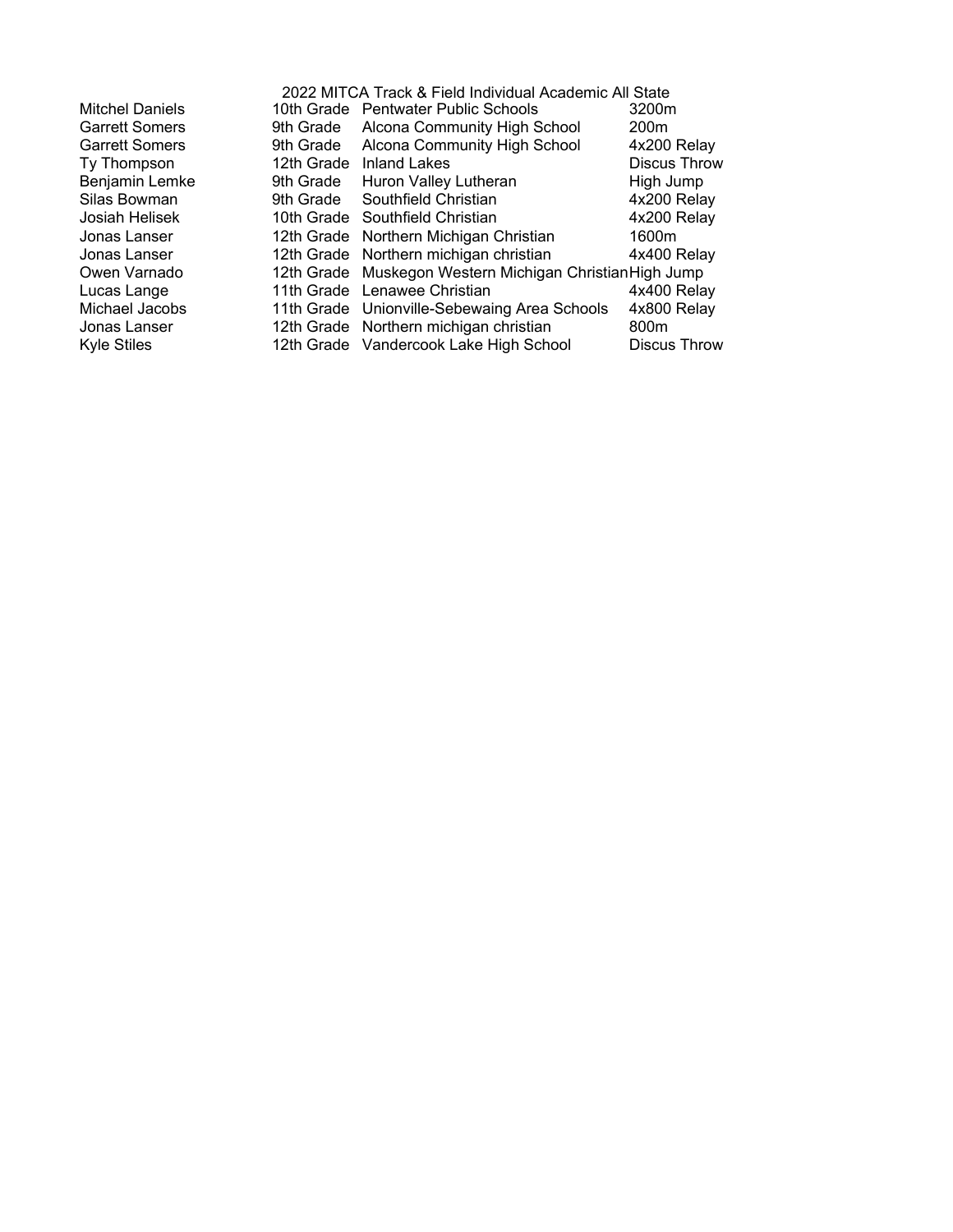# 2022 MITCA Track & Field Individual Academic All State

| | | | |
|---|---|---|---|
| Mitchel Daniels | 10th Grade | Pentwater Public Schools | 3200m |
| Garrett Somers | 9th Grade | Alcona Community High School | 200m |
| Garrett Somers | 9th Grade | Alcona Community High School | 4x200 Relay |
| Ty Thompson | 12th Grade | Inland Lakes | Discus Throw |
| Benjamin Lemke | 9th Grade | Huron Valley Lutheran | High Jump |
| Silas Bowman | 9th Grade | Southfield Christian | 4x200 Relay |
| Josiah Helisek | 10th Grade | Southfield Christian | 4x200 Relay |
| Jonas Lanser | 12th Grade | Northern Michigan Christian | 1600m |
| Jonas Lanser | 12th Grade | Northern michigan christian | 4x400 Relay |
| Owen Varnado | 12th Grade | Muskegon Western Michigan Christian | High Jump |
| Lucas Lange | 11th Grade | Lenawee Christian | 4x400 Relay |
| Michael Jacobs | 11th Grade | Unionville-Sebewaing Area Schools | 4x800 Relay |
| Jonas Lanser | 12th Grade | Northern michigan christian | 800m |
| Kyle Stiles | 12th Grade | Vandercook Lake High School | Discus Throw |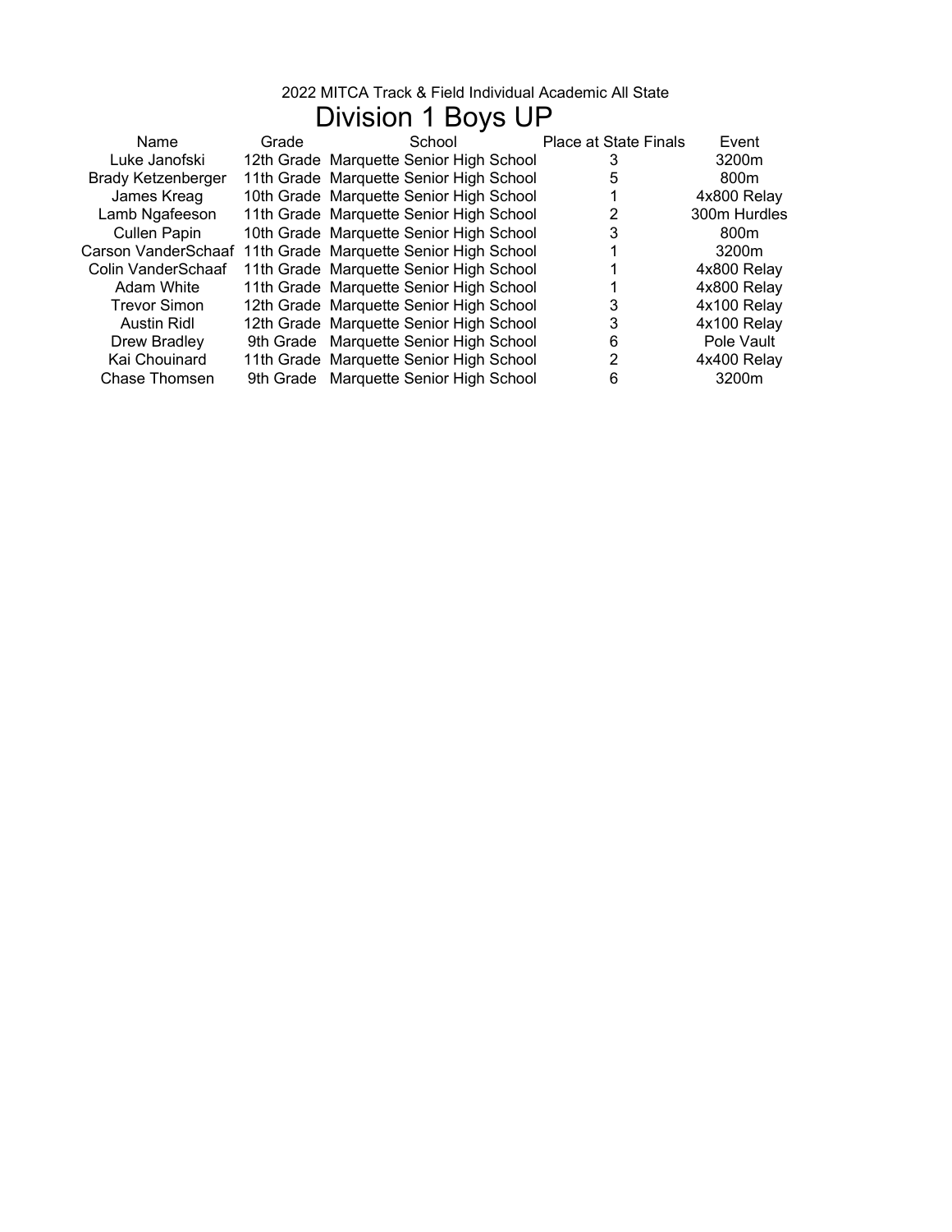2022 MITCA Track & Field Individual Academic All State

# Division 1 Boys UP

| Name | Grade | School | Place at State Finals | Event |
|---|---|---|---|---|
| Luke Janofski | 12th Grade | Marquette Senior High School | 3 | 3200m |
| Brady Ketzenberger | 11th Grade | Marquette Senior High School | 5 | 800m |
| James Kreag | 10th Grade | Marquette Senior High School | 1 | 4x800 Relay |
| Lamb Ngafeeson | 11th Grade | Marquette Senior High School | 2 | 300m Hurdles |
| Cullen Papin | 10th Grade | Marquette Senior High School | 3 | 800m |
| Carson VanderSchaaf | 11th Grade | Marquette Senior High School | 1 | 3200m |
| Colin VanderSchaaf | 11th Grade | Marquette Senior High School | 1 | 4x800 Relay |
| Adam White | 11th Grade | Marquette Senior High School | 1 | 4x800 Relay |
| Trevor Simon | 12th Grade | Marquette Senior High School | 3 | 4x100 Relay |
| Austin Ridl | 12th Grade | Marquette Senior High School | 3 | 4x100 Relay |
| Drew Bradley | 9th Grade | Marquette Senior High School | 6 | Pole Vault |
| Kai Chouinard | 11th Grade | Marquette Senior High School | 2 | 4x400 Relay |
| Chase Thomsen | 9th Grade | Marquette Senior High School | 6 | 3200m |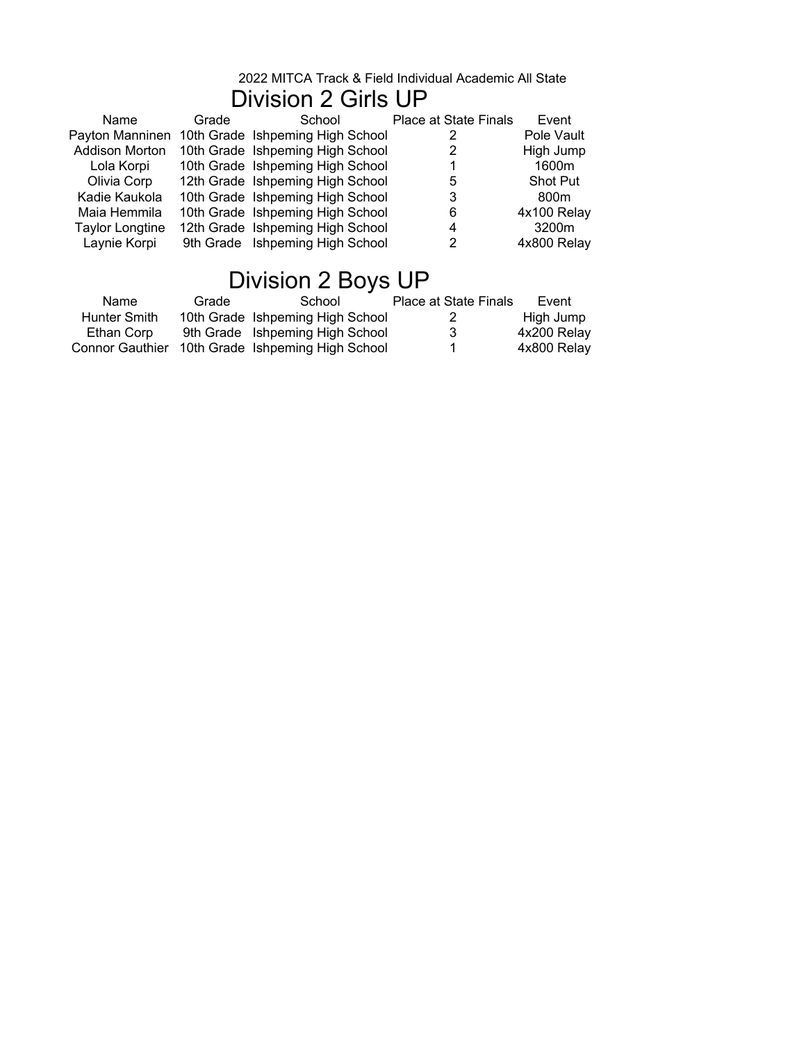2022 MITCA Track & Field Individual Academic All State

# Division 2 Girls UP

| Name | Grade | School | Place at State Finals | Event |
| --- | --- | --- | --- | --- |
| Payton Manninen | 10th Grade | Ishpeming High School | 2 | Pole Vault |
| Addison Morton | 10th Grade | Ishpeming High School | 2 | High Jump |
| Lola Korpi | 10th Grade | Ishpeming High School | 1 | 1600m |
| Olivia Corp | 12th Grade | Ishpeming High School | 5 | Shot Put |
| Kadie Kaukola | 10th Grade | Ishpeming High School | 3 | 800m |
| Maia Hemmila | 10th Grade | Ishpeming High School | 6 | 4x100 Relay |
| Taylor Longtine | 12th Grade | Ishpeming High School | 4 | 3200m |
| Laynie Korpi | 9th Grade | Ishpeming High School | 2 | 4x800 Relay |

# Division 2 Boys UP

| Name | Grade | School | Place at State Finals | Event |
| --- | --- | --- | --- | --- |
| Hunter Smith | 10th Grade | Ishpeming High School | 2 | High Jump |
| Ethan Corp | 9th Grade | Ishpeming High School | 3 | 4x200 Relay |
| Connor Gauthier | 10th Grade | Ishpeming High School | 1 | 4x800 Relay |